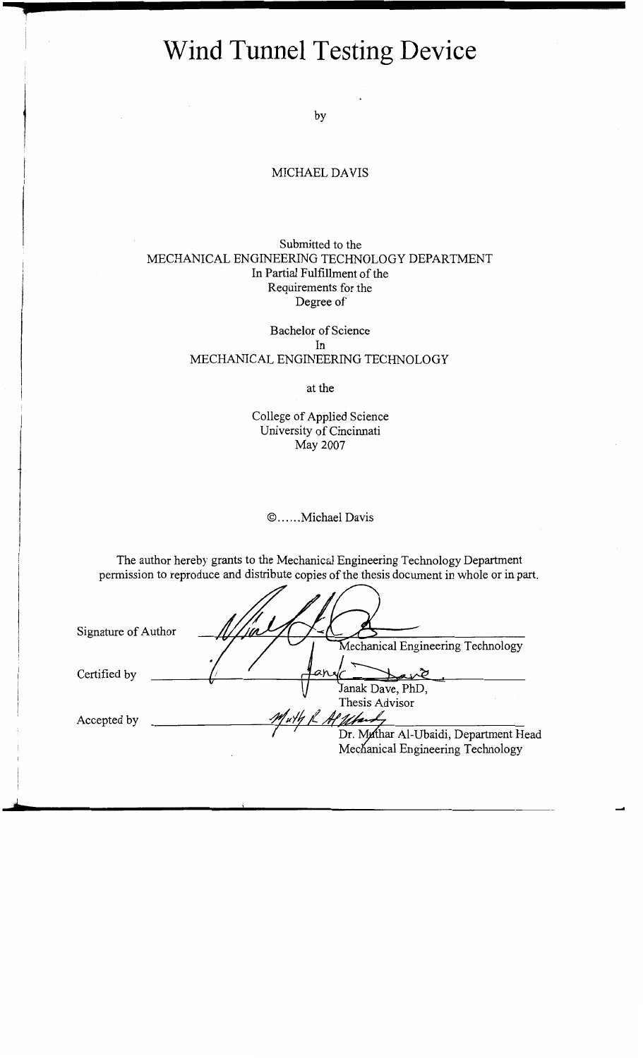# Wind Tunnel Testing Device

by

MICHAEL DAVIS

Submitted to the
MECHANICAL ENGINEERING TECHNOLOGY DEPARTMENT
In Partial Fulfillment of the
Requirements for the
Degree of

Bachelor of Science
In
MECHANICAL ENGINEERING TECHNOLOGY

at the

College of Applied Science
University of Cincinnati
May 2007

©……Michael Davis

The author hereby grants to the Mechanical Engineering Technology Department permission to reproduce and distribute copies of the thesis document in whole or in part.

Signature of Author ______________________
Mechanical Engineering Technology

Certified by ______________________
Janak Dave, PhD,
Thesis Advisor

Accepted by ______________________
Dr. Muthar Al-Ubaidi, Department Head
Mechanical Engineering Technology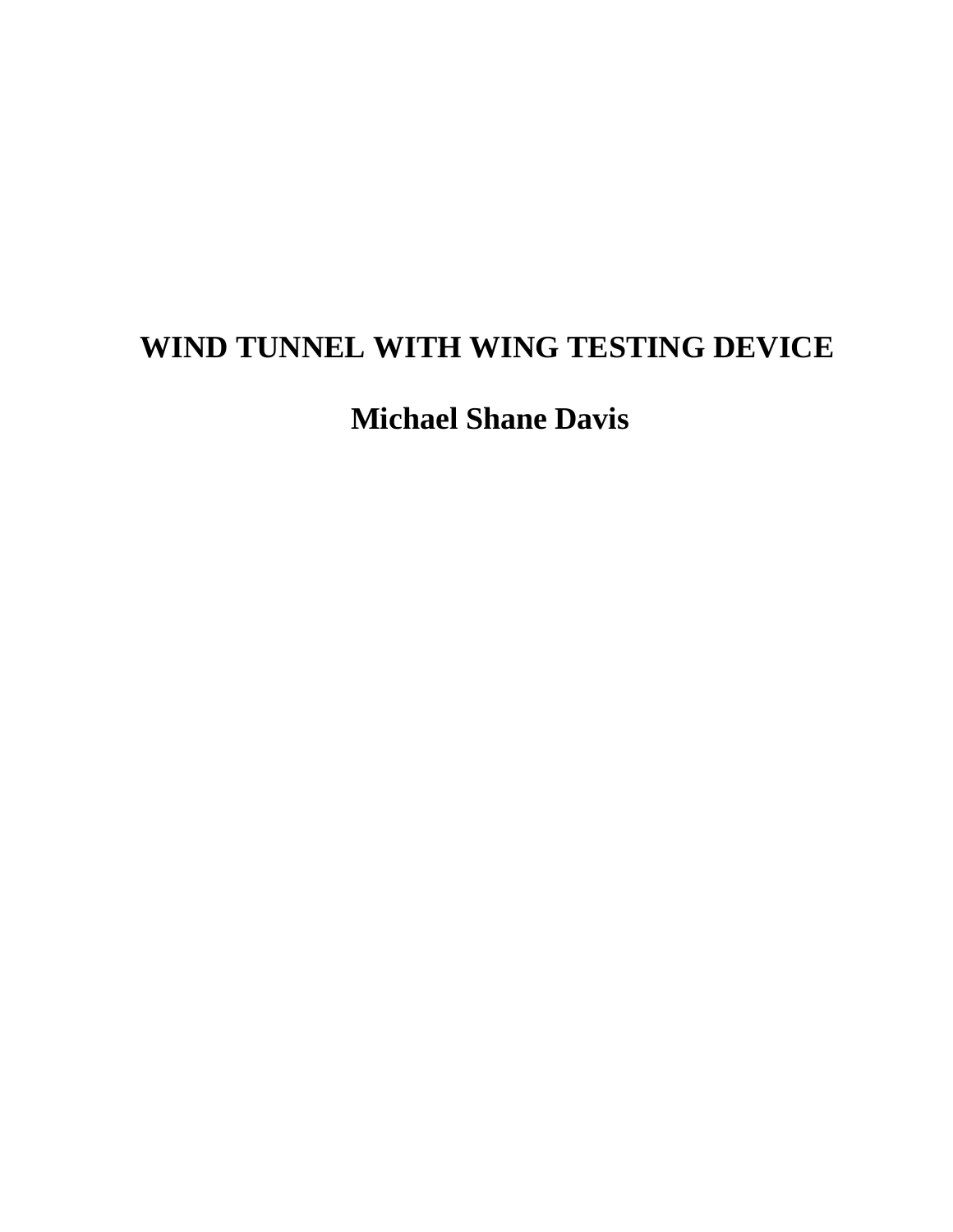# WIND TUNNEL WITH WING TESTING DEVICE

**Michael Shane Davis**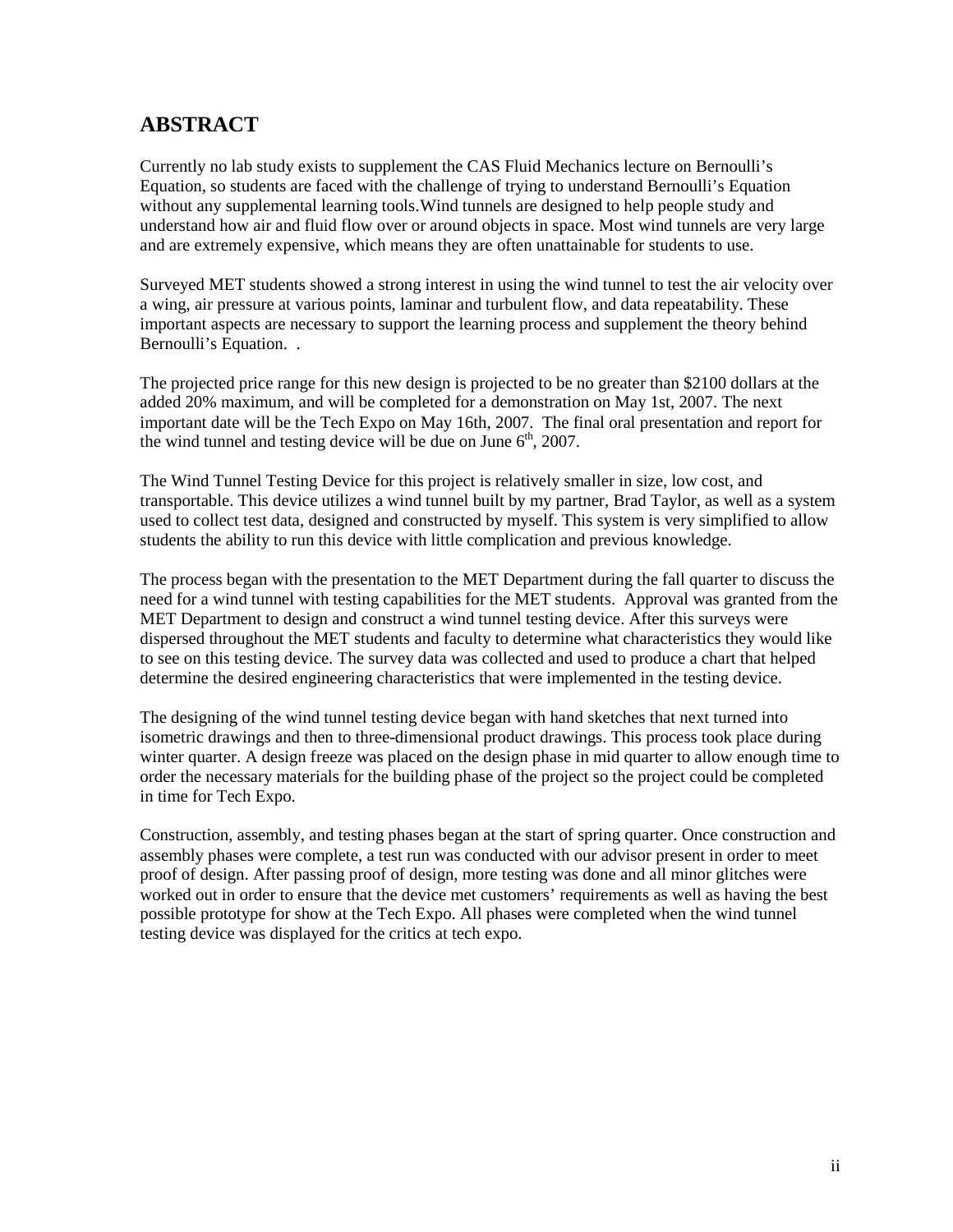# ABSTRACT

Currently no lab study exists to supplement the CAS Fluid Mechanics lecture on Bernoulli's Equation, so students are faced with the challenge of trying to understand Bernoulli's Equation without any supplemental learning tools.Wind tunnels are designed to help people study and understand how air and fluid flow over or around objects in space. Most wind tunnels are very large and are extremely expensive, which means they are often unattainable for students to use.

Surveyed MET students showed a strong interest in using the wind tunnel to test the air velocity over a wing, air pressure at various points, laminar and turbulent flow, and data repeatability. These important aspects are necessary to support the learning process and supplement the theory behind Bernoulli's Equation. .

The projected price range for this new design is projected to be no greater than $2100 dollars at the added 20% maximum, and will be completed for a demonstration on May 1st, 2007. The next important date will be the Tech Expo on May 16th, 2007. The final oral presentation and report for the wind tunnel and testing device will be due on June 6th, 2007.

The Wind Tunnel Testing Device for this project is relatively smaller in size, low cost, and transportable. This device utilizes a wind tunnel built by my partner, Brad Taylor, as well as a system used to collect test data, designed and constructed by myself. This system is very simplified to allow students the ability to run this device with little complication and previous knowledge.

The process began with the presentation to the MET Department during the fall quarter to discuss the need for a wind tunnel with testing capabilities for the MET students. Approval was granted from the MET Department to design and construct a wind tunnel testing device. After this surveys were dispersed throughout the MET students and faculty to determine what characteristics they would like to see on this testing device. The survey data was collected and used to produce a chart that helped determine the desired engineering characteristics that were implemented in the testing device.

The designing of the wind tunnel testing device began with hand sketches that next turned into isometric drawings and then to three-dimensional product drawings. This process took place during winter quarter. A design freeze was placed on the design phase in mid quarter to allow enough time to order the necessary materials for the building phase of the project so the project could be completed in time for Tech Expo.

Construction, assembly, and testing phases began at the start of spring quarter. Once construction and assembly phases were complete, a test run was conducted with our advisor present in order to meet proof of design. After passing proof of design, more testing was done and all minor glitches were worked out in order to ensure that the device met customers' requirements as well as having the best possible prototype for show at the Tech Expo. All phases were completed when the wind tunnel testing device was displayed for the critics at tech expo.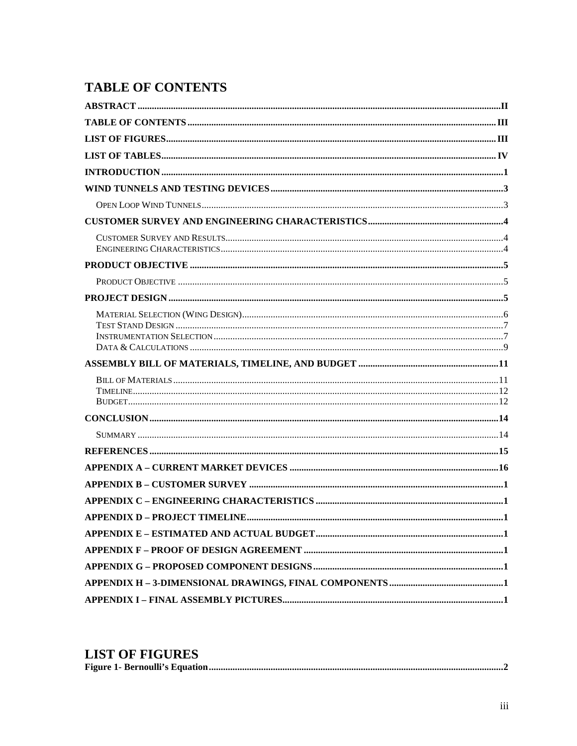# TABLE OF CONTENTS

**ABSTRACT** .......... II

**TABLE OF CONTENTS** .......... III

**LIST OF FIGURES** .......... III

**LIST OF TABLES** .......... IV

**INTRODUCTION** .......... 1

**WIND TUNNELS AND TESTING DEVICES** .......... 3

- OPEN LOOP WIND TUNNELS .......... 3

**CUSTOMER SURVEY AND ENGINEERING CHARACTERISTICS** .......... 4

- CUSTOMER SURVEY AND RESULTS .......... 4
- ENGINEERING CHARACTERISTICS .......... 4

**PRODUCT OBJECTIVE** .......... 5

- PRODUCT OBJECTIVE .......... 5

**PROJECT DESIGN** .......... 5

- MATERIAL SELECTION (WING DESIGN) .......... 6
- TEST STAND DESIGN .......... 7
- INSTRUMENTATION SELECTION .......... 7
- DATA & CALCULATIONS .......... 9

**ASSEMBLY BILL OF MATERIALS, TIMELINE, AND BUDGET** .......... 11

- BILL OF MATERIALS .......... 11
- TIMELINE .......... 12
- BUDGET .......... 12

**CONCLUSION** .......... 14

- SUMMARY .......... 14

**REFERENCES** .......... 15

**APPENDIX A – CURRENT MARKET DEVICES** .......... 16

**APPENDIX B – CUSTOMER SURVEY** .......... 1

**APPENDIX C – ENGINEERING CHARACTERISTICS** .......... 1

**APPENDIX D – PROJECT TIMELINE** .......... 1

**APPENDIX E – ESTIMATED AND ACTUAL BUDGET** .......... 1

**APPENDIX F – PROOF OF DESIGN AGREEMENT** .......... 1

**APPENDIX G – PROPOSED COMPONENT DESIGNS** .......... 1

**APPENDIX H – 3-DIMENSIONAL DRAWINGS, FINAL COMPONENTS** .......... 1

**APPENDIX I – FINAL ASSEMBLY PICTURES** .......... 1

# LIST OF FIGURES

**Figure 1- Bernoulli's Equation** .......... 2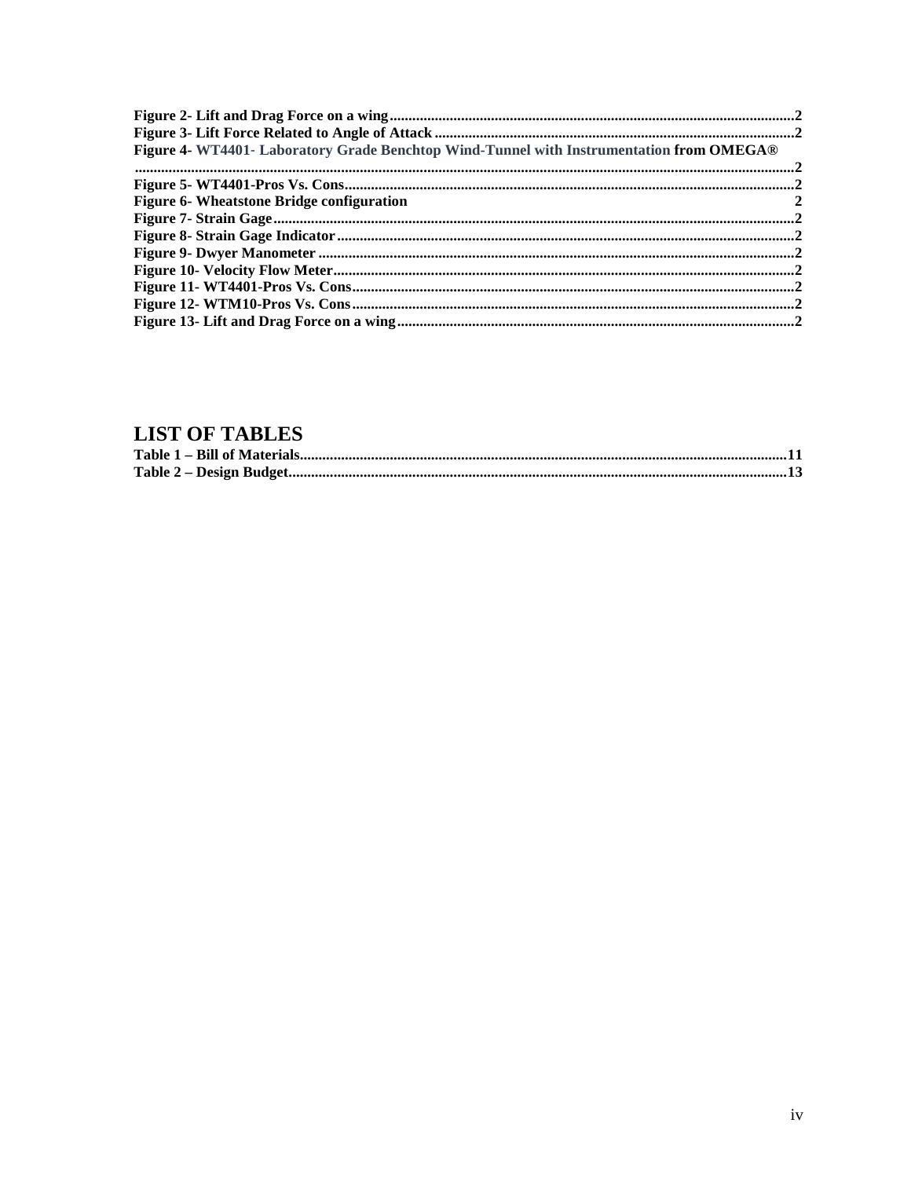**Figure 2- Lift and Drag Force on a wing**.....2
**Figure 3- Lift Force Related to Angle of Attack**.....2
**Figure 4- WT4401- Laboratory Grade Benchtop Wind-Tunnel with Instrumentation from OMEGA®**.....2
**Figure 5- WT4401-Pros Vs. Cons**.....2
**Figure 6- Wheatstone Bridge configuration** 2
**Figure 7- Strain Gage**.....2
**Figure 8- Strain Gage Indicator**.....2
**Figure 9- Dwyer Manometer**.....2
**Figure 10- Velocity Flow Meter**.....2
**Figure 11- WT4401-Pros Vs. Cons**.....2
**Figure 12- WTM10-Pros Vs. Cons**.....2
**Figure 13- Lift and Drag Force on a wing**.....2

# LIST OF TABLES

**Table 1 – Bill of Materials**.....11
**Table 2 – Design Budget**.....13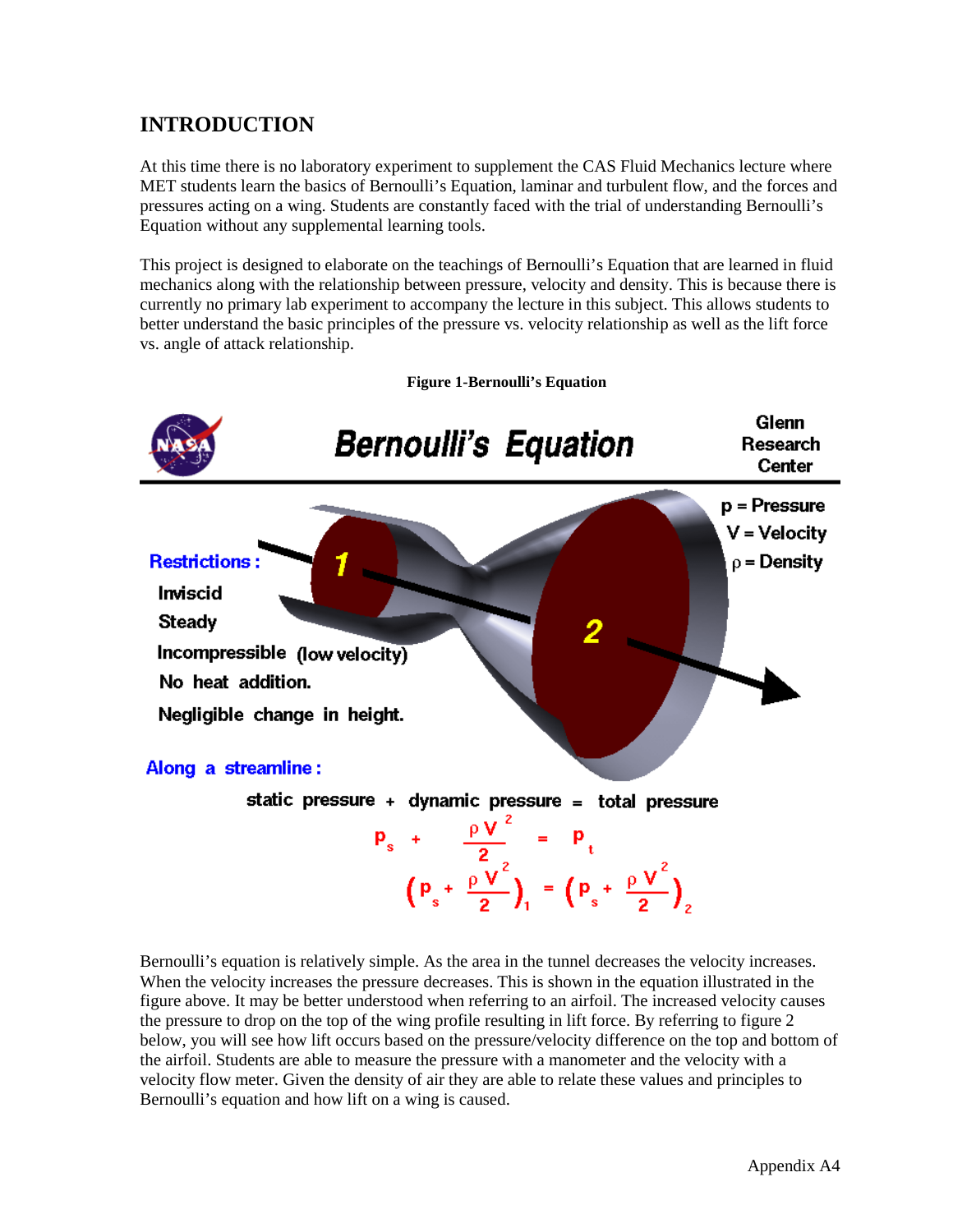## INTRODUCTION

At this time there is no laboratory experiment to supplement the CAS Fluid Mechanics lecture where MET students learn the basics of Bernoulli's Equation, laminar and turbulent flow, and the forces and pressures acting on a wing. Students are constantly faced with the trial of understanding Bernoulli's Equation without any supplemental learning tools.

This project is designed to elaborate on the teachings of Bernoulli's Equation that are learned in fluid mechanics along with the relationship between pressure, velocity and density. This is because there is currently no primary lab experiment to accompany the lecture in this subject. This allows students to better understand the basic principles of the pressure vs. velocity relationship as well as the lift force vs. angle of attack relationship.

**Figure 1-Bernoulli's Equation**

Bernoulli's Equation — Glenn Research Center

p = Pressure
V = Velocity
ρ = Density

Restrictions:
- Inviscid
- Steady
- Incompressible (low velocity)
- No heat addition.
- Negligible change in height.

Along a streamline:

static pressure + dynamic pressure = total pressure

$$p_s + \frac{\rho V^2}{2} = p_t$$

$$\left(p_s + \frac{\rho V^2}{2}\right)_1 = \left(p_s + \frac{\rho V^2}{2}\right)_2$$

Bernoulli's equation is relatively simple. As the area in the tunnel decreases the velocity increases. When the velocity increases the pressure decreases. This is shown in the equation illustrated in the figure above. It may be better understood when referring to an airfoil. The increased velocity causes the pressure to drop on the top of the wing profile resulting in lift force. By referring to figure 2 below, you will see how lift occurs based on the pressure/velocity difference on the top and bottom of the airfoil. Students are able to measure the pressure with a manometer and the velocity with a velocity flow meter. Given the density of air they are able to relate these values and principles to Bernoulli's equation and how lift on a wing is caused.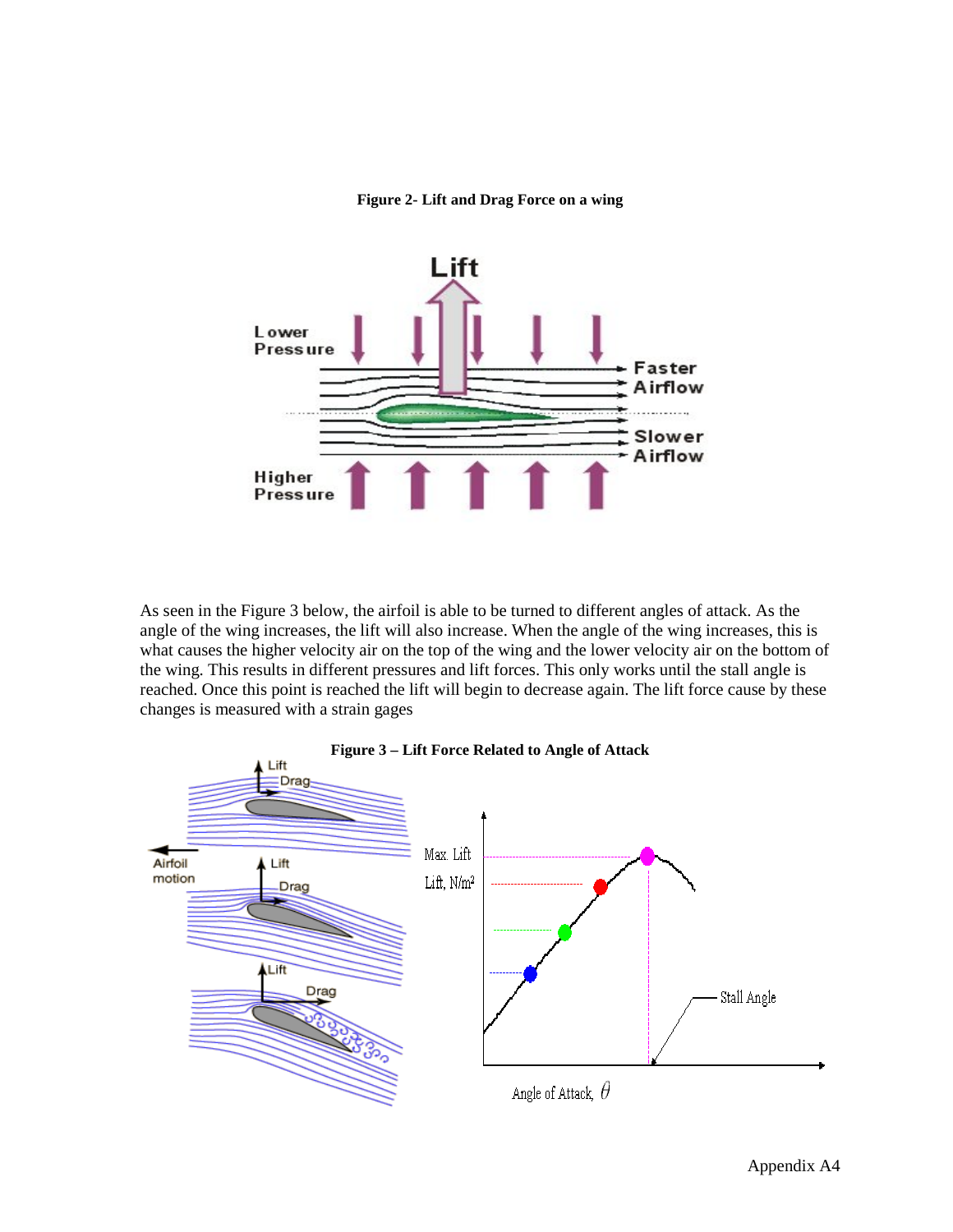**Figure 2- Lift and Drag Force on a wing**

As seen in the Figure 3 below, the airfoil is able to be turned to different angles of attack. As the angle of the wing increases, the lift will also increase. When the angle of the wing increases, this is what causes the higher velocity air on the top of the wing and the lower velocity air on the bottom of the wing. This results in different pressures and lift forces. This only works until the stall angle is reached. Once this point is reached the lift will begin to decrease again. The lift force cause by these changes is measured with a strain gages

**Figure 3 – Lift Force Related to Angle of Attack**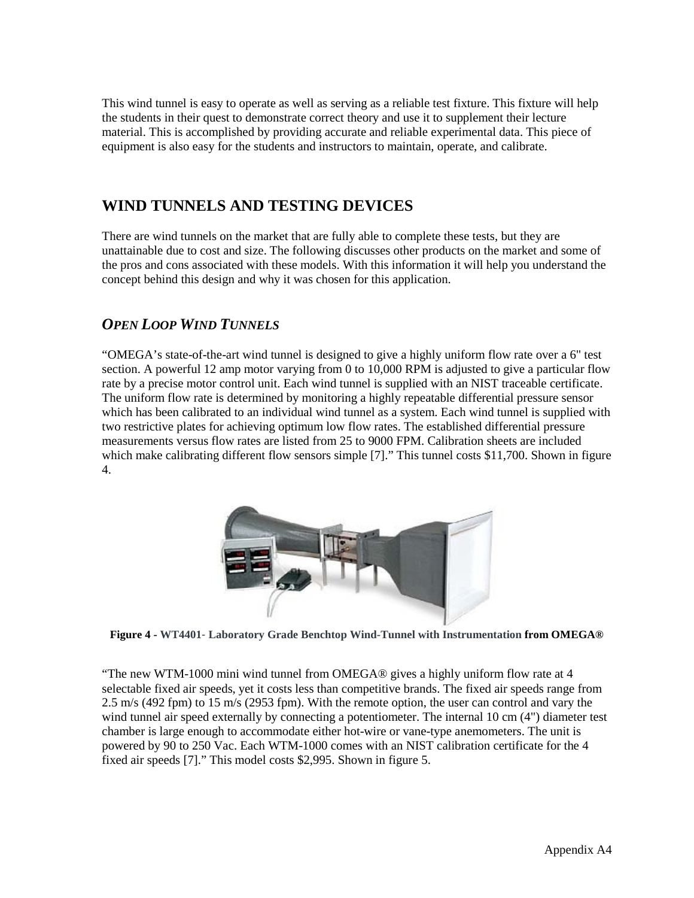This wind tunnel is easy to operate as well as serving as a reliable test fixture. This fixture will help the students in their quest to demonstrate correct theory and use it to supplement their lecture material. This is accomplished by providing accurate and reliable experimental data. This piece of equipment is also easy for the students and instructors to maintain, operate, and calibrate.

## WIND TUNNELS AND TESTING DEVICES

There are wind tunnels on the market that are fully able to complete these tests, but they are unattainable due to cost and size. The following discusses other products on the market and some of the pros and cons associated with these models. With this information it will help you understand the concept behind this design and why it was chosen for this application.

### *OPEN LOOP WIND TUNNELS*

"OMEGA's state-of-the-art wind tunnel is designed to give a highly uniform flow rate over a 6" test section. A powerful 12 amp motor varying from 0 to 10,000 RPM is adjusted to give a particular flow rate by a precise motor control unit. Each wind tunnel is supplied with an NIST traceable certificate. The uniform flow rate is determined by monitoring a highly repeatable differential pressure sensor which has been calibrated to an individual wind tunnel as a system. Each wind tunnel is supplied with two restrictive plates for achieving optimum low flow rates. The established differential pressure measurements versus flow rates are listed from 25 to 9000 FPM. Calibration sheets are included which make calibrating different flow sensors simple [7]." This tunnel costs $11,700. Shown in figure 4.

**Figure 4 - WT4401- Laboratory Grade Benchtop Wind-Tunnel with Instrumentation from OMEGA®**

"The new WTM-1000 mini wind tunnel from OMEGA® gives a highly uniform flow rate at 4 selectable fixed air speeds, yet it costs less than competitive brands. The fixed air speeds range from 2.5 m/s (492 fpm) to 15 m/s (2953 fpm). With the remote option, the user can control and vary the wind tunnel air speed externally by connecting a potentiometer. The internal 10 cm (4") diameter test chamber is large enough to accommodate either hot-wire or vane-type anemometers. The unit is powered by 90 to 250 Vac. Each WTM-1000 comes with an NIST calibration certificate for the 4 fixed air speeds [7]." This model costs $2,995. Shown in figure 5.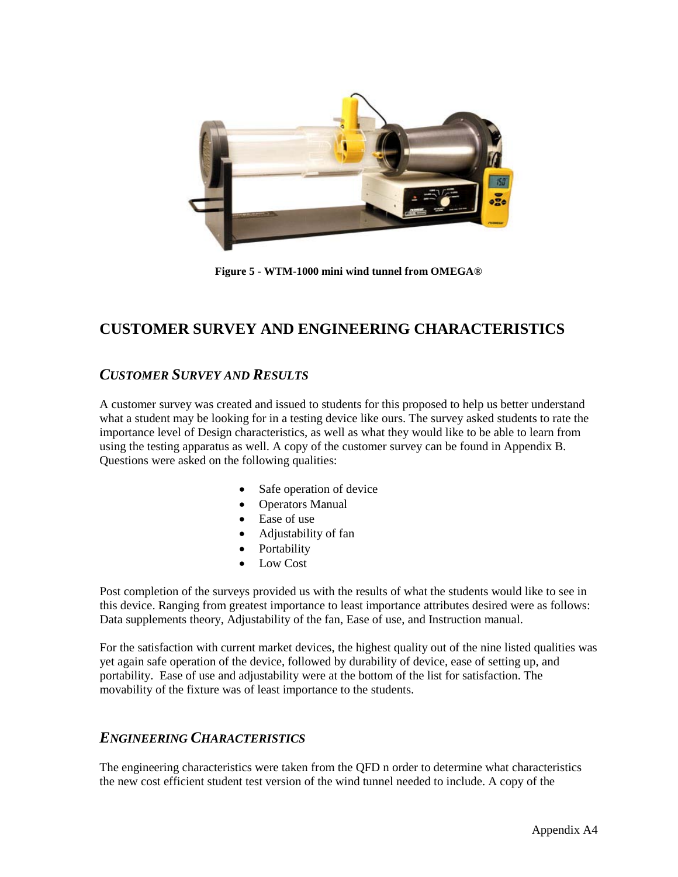**Figure 5 - WTM-1000 mini wind tunnel from OMEGA®**

# CUSTOMER SURVEY AND ENGINEERING CHARACTERISTICS

## *CUSTOMER SURVEY AND RESULTS*

A customer survey was created and issued to students for this proposed to help us better understand what a student may be looking for in a testing device like ours. The survey asked students to rate the importance level of Design characteristics, as well as what they would like to be able to learn from using the testing apparatus as well. A copy of the customer survey can be found in Appendix B. Questions were asked on the following qualities:

- Safe operation of device
- Operators Manual
- Ease of use
- Adjustability of fan
- Portability
- Low Cost

Post completion of the surveys provided us with the results of what the students would like to see in this device. Ranging from greatest importance to least importance attributes desired were as follows: Data supplements theory, Adjustability of the fan, Ease of use, and Instruction manual.

For the satisfaction with current market devices, the highest quality out of the nine listed qualities was yet again safe operation of the device, followed by durability of device, ease of setting up, and portability. Ease of use and adjustability were at the bottom of the list for satisfaction. The movability of the fixture was of least importance to the students.

## *ENGINEERING CHARACTERISTICS*

The engineering characteristics were taken from the QFD n order to determine what characteristics the new cost efficient student test version of the wind tunnel needed to include. A copy of the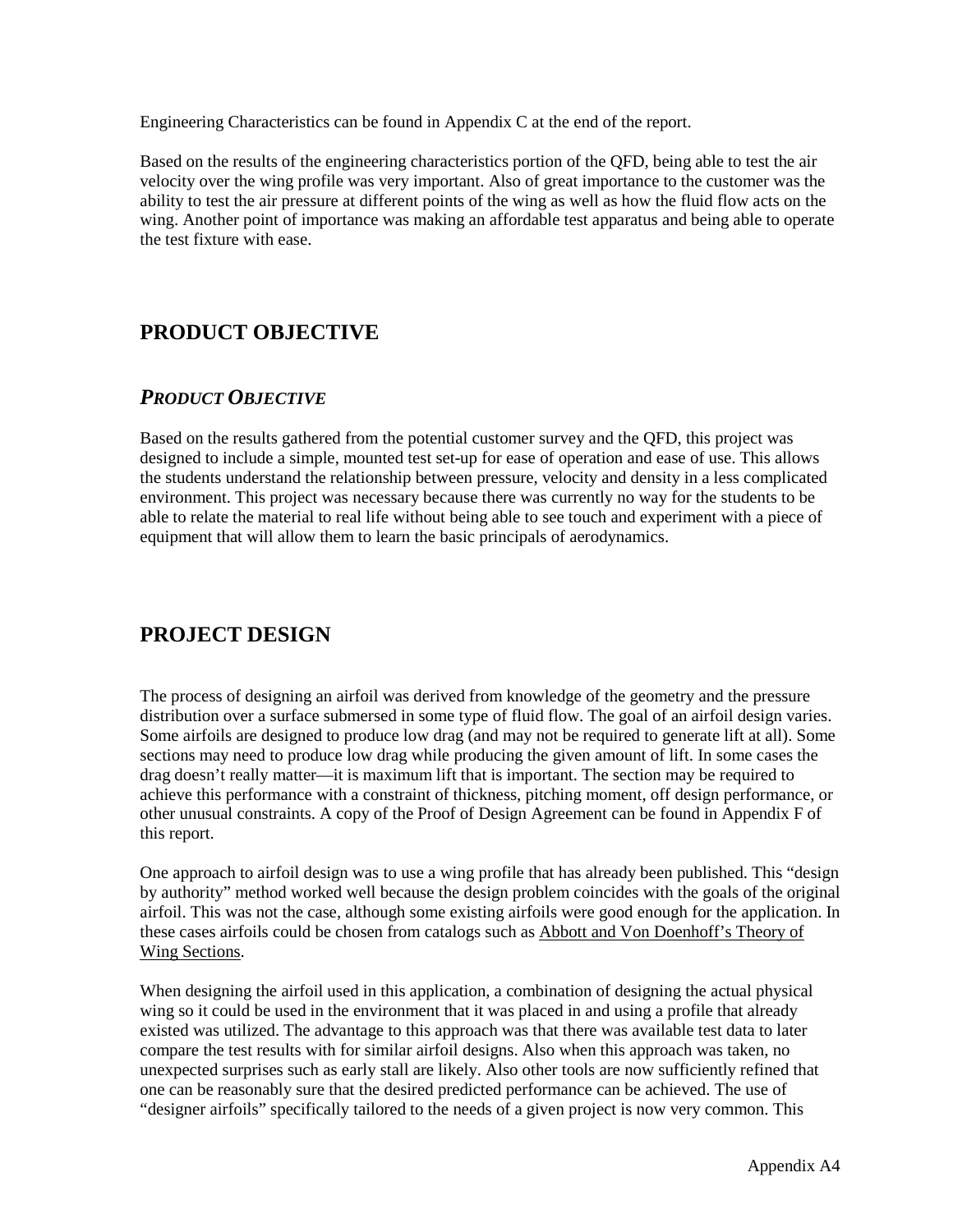Engineering Characteristics can be found in Appendix C at the end of the report.

Based on the results of the engineering characteristics portion of the QFD, being able to test the air velocity over the wing profile was very important. Also of great importance to the customer was the ability to test the air pressure at different points of the wing as well as how the fluid flow acts on the wing. Another point of importance was making an affordable test apparatus and being able to operate the test fixture with ease.

# PRODUCT OBJECTIVE

## *PRODUCT OBJECTIVE*

Based on the results gathered from the potential customer survey and the QFD, this project was designed to include a simple, mounted test set-up for ease of operation and ease of use. This allows the students understand the relationship between pressure, velocity and density in a less complicated environment. This project was necessary because there was currently no way for the students to be able to relate the material to real life without being able to see touch and experiment with a piece of equipment that will allow them to learn the basic principals of aerodynamics.

# PROJECT DESIGN

The process of designing an airfoil was derived from knowledge of the geometry and the pressure distribution over a surface submersed in some type of fluid flow. The goal of an airfoil design varies. Some airfoils are designed to produce low drag (and may not be required to generate lift at all). Some sections may need to produce low drag while producing the given amount of lift. In some cases the drag doesn't really matter—it is maximum lift that is important. The section may be required to achieve this performance with a constraint of thickness, pitching moment, off design performance, or other unusual constraints. A copy of the Proof of Design Agreement can be found in Appendix F of this report.

One approach to airfoil design was to use a wing profile that has already been published. This "design by authority" method worked well because the design problem coincides with the goals of the original airfoil. This was not the case, although some existing airfoils were good enough for the application. In these cases airfoils could be chosen from catalogs such as Abbott and Von Doenhoff's Theory of Wing Sections.

When designing the airfoil used in this application, a combination of designing the actual physical wing so it could be used in the environment that it was placed in and using a profile that already existed was utilized. The advantage to this approach was that there was available test data to later compare the test results with for similar airfoil designs. Also when this approach was taken, no unexpected surprises such as early stall are likely. Also other tools are now sufficiently refined that one can be reasonably sure that the desired predicted performance can be achieved. The use of "designer airfoils" specifically tailored to the needs of a given project is now very common. This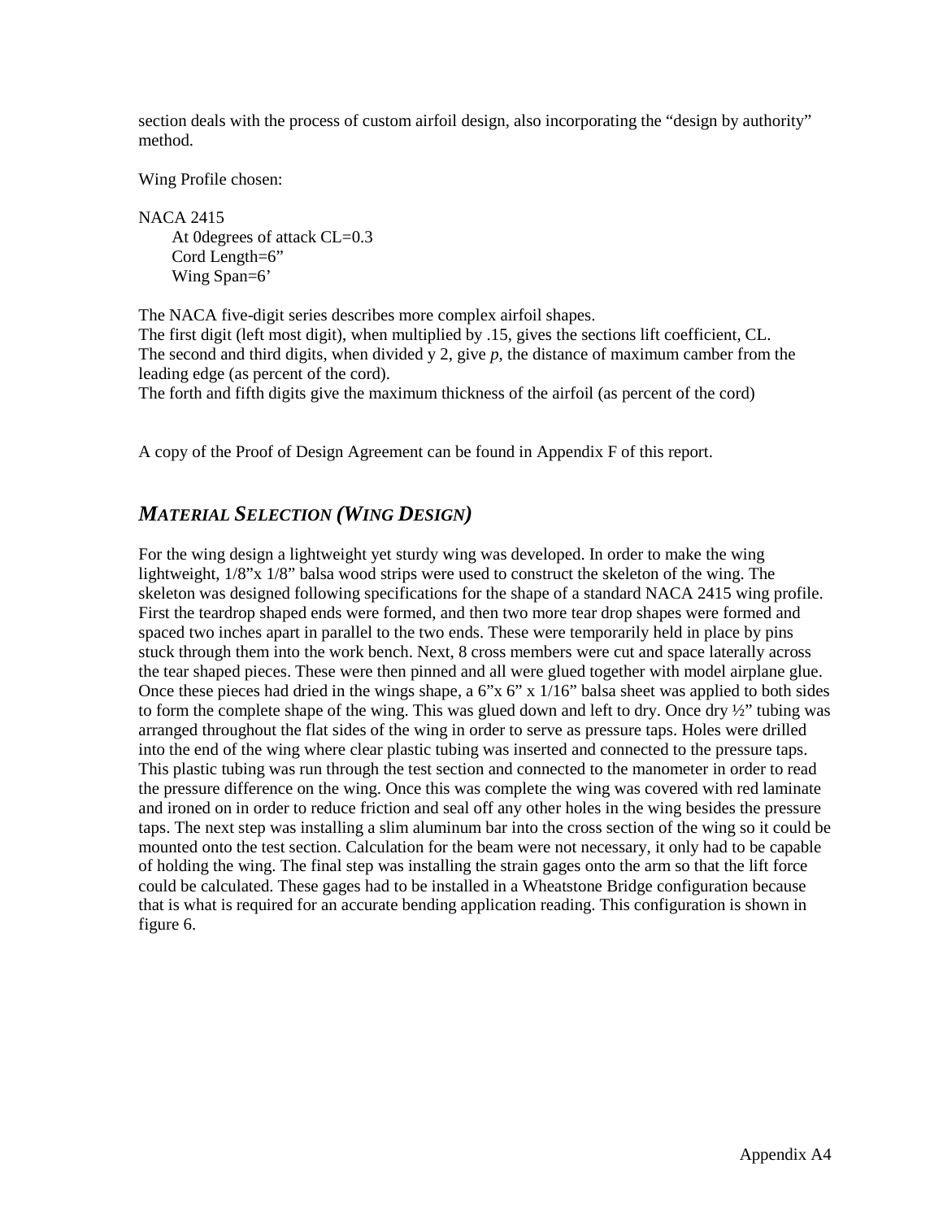section deals with the process of custom airfoil design, also incorporating the "design by authority" method.

Wing Profile chosen:

NACA 2415
    At 0degrees of attack CL=0.3
    Cord Length=6"
    Wing Span=6'

The NACA five-digit series describes more complex airfoil shapes.
The first digit (left most digit), when multiplied by .15, gives the sections lift coefficient, CL.
The second and third digits, when divided y 2, give *p*, the distance of maximum camber from the leading edge (as percent of the cord).
The forth and fifth digits give the maximum thickness of the airfoil (as percent of the cord)

A copy of the Proof of Design Agreement can be found in Appendix F of this report.

## *MATERIAL SELECTION (WING DESIGN)*

For the wing design a lightweight yet sturdy wing was developed. In order to make the wing lightweight, 1/8"x 1/8" balsa wood strips were used to construct the skeleton of the wing. The skeleton was designed following specifications for the shape of a standard NACA 2415 wing profile. First the teardrop shaped ends were formed, and then two more tear drop shapes were formed and spaced two inches apart in parallel to the two ends. These were temporarily held in place by pins stuck through them into the work bench. Next, 8 cross members were cut and space laterally across the tear shaped pieces. These were then pinned and all were glued together with model airplane glue. Once these pieces had dried in the wings shape, a 6"x 6" x 1/16" balsa sheet was applied to both sides to form the complete shape of the wing. This was glued down and left to dry. Once dry ½" tubing was arranged throughout the flat sides of the wing in order to serve as pressure taps. Holes were drilled into the end of the wing where clear plastic tubing was inserted and connected to the pressure taps. This plastic tubing was run through the test section and connected to the manometer in order to read the pressure difference on the wing. Once this was complete the wing was covered with red laminate and ironed on in order to reduce friction and seal off any other holes in the wing besides the pressure taps. The next step was installing a slim aluminum bar into the cross section of the wing so it could be mounted onto the test section. Calculation for the beam were not necessary, it only had to be capable of holding the wing. The final step was installing the strain gages onto the arm so that the lift force could be calculated. These gages had to be installed in a Wheatstone Bridge configuration because that is what is required for an accurate bending application reading. This configuration is shown in figure 6.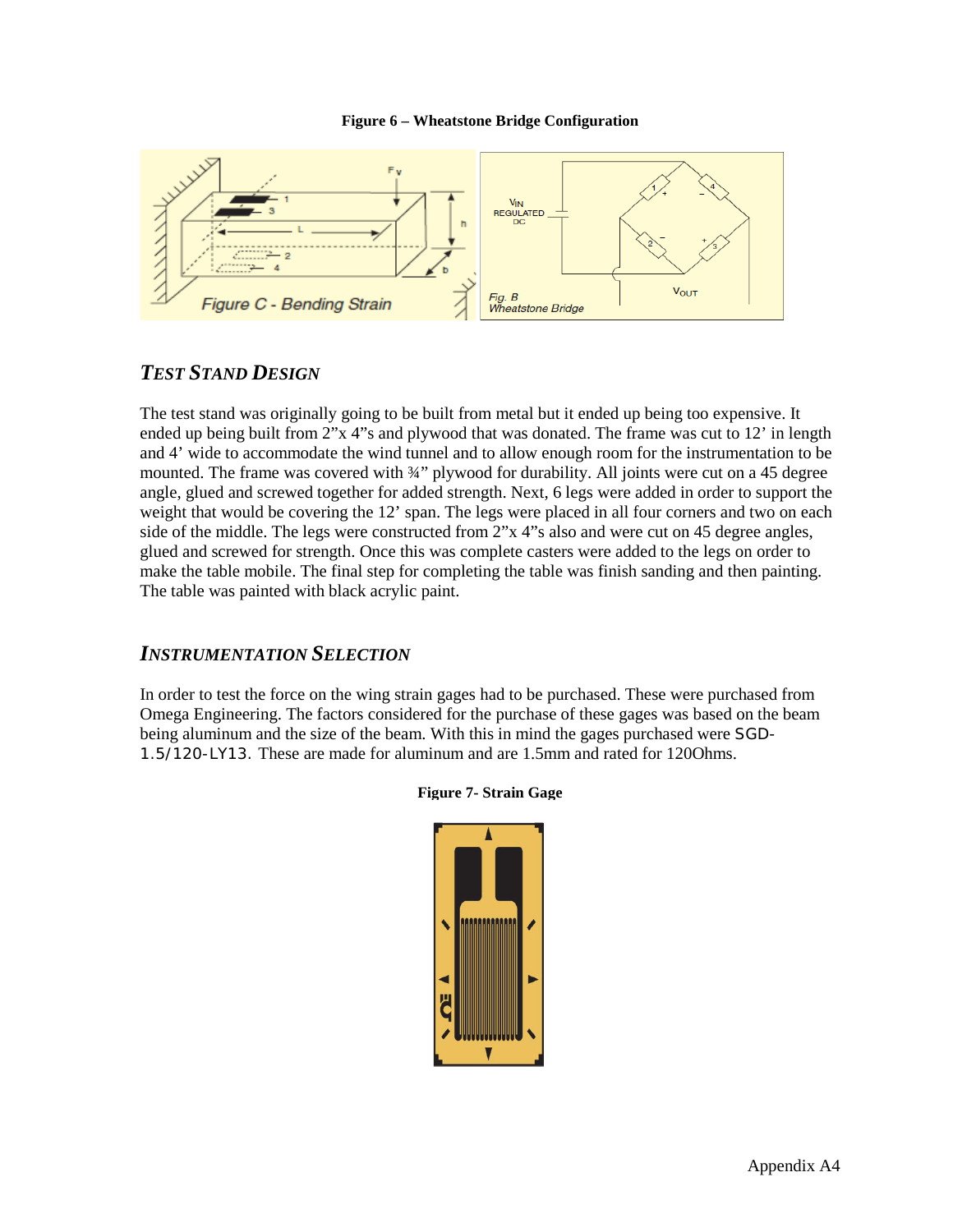**Figure 6 – Wheatstone Bridge Configuration**

## *TEST STAND DESIGN*

The test stand was originally going to be built from metal but it ended up being too expensive. It ended up being built from 2"x 4"s and plywood that was donated. The frame was cut to 12' in length and 4' wide to accommodate the wind tunnel and to allow enough room for the instrumentation to be mounted. The frame was covered with ¾" plywood for durability. All joints were cut on a 45 degree angle, glued and screwed together for added strength. Next, 6 legs were added in order to support the weight that would be covering the 12' span. The legs were placed in all four corners and two on each side of the middle. The legs were constructed from 2"x 4"s also and were cut on 45 degree angles, glued and screwed for strength. Once this was complete casters were added to the legs on order to make the table mobile. The final step for completing the table was finish sanding and then painting. The table was painted with black acrylic paint.

## *INSTRUMENTATION SELECTION*

In order to test the force on the wing strain gages had to be purchased. These were purchased from Omega Engineering. The factors considered for the purchase of these gages was based on the beam being aluminum and the size of the beam. With this in mind the gages purchased were SGD-1.5/120-LY13. These are made for aluminum and are 1.5mm and rated for 120Ohms.

**Figure 7- Strain Gage**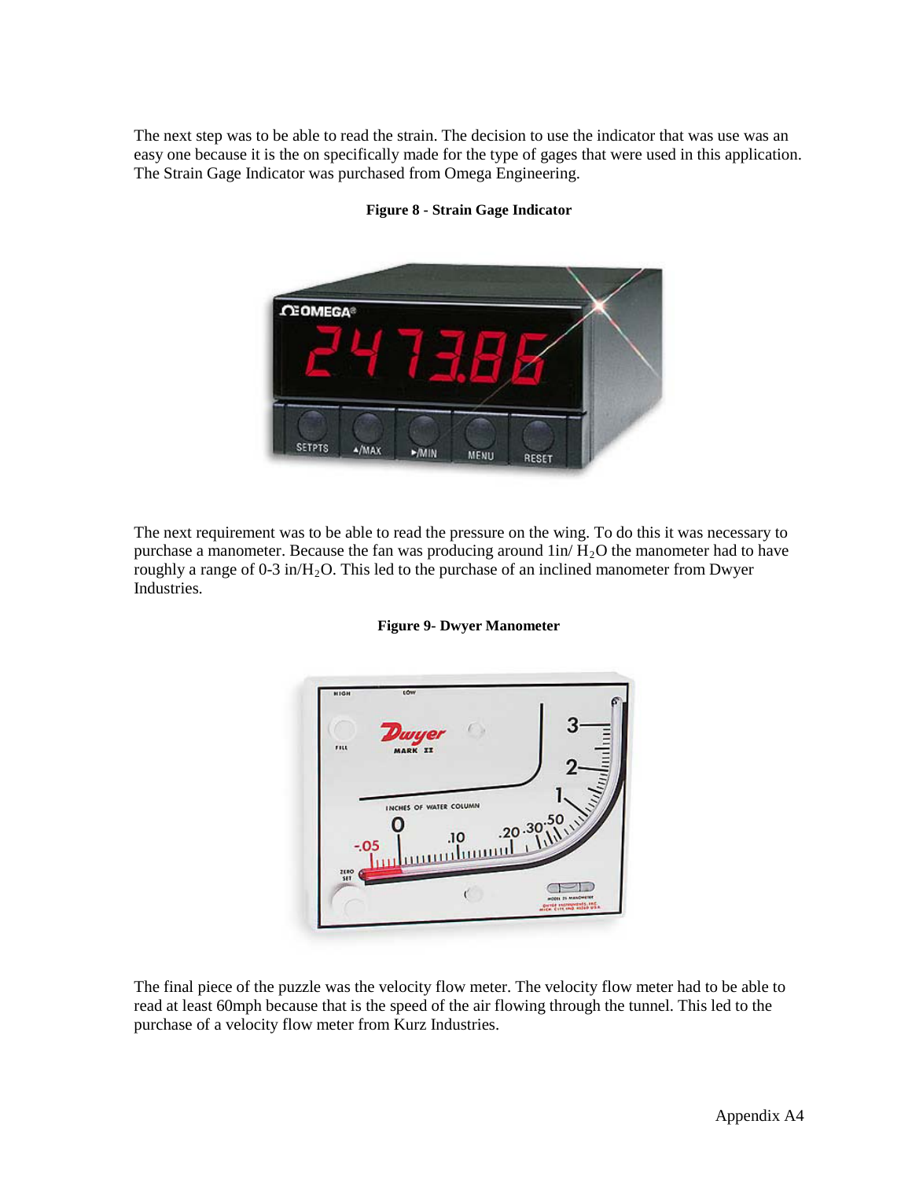The next step was to be able to read the strain. The decision to use the indicator that was use was an easy one because it is the on specifically made for the type of gages that were used in this application. The Strain Gage Indicator was purchased from Omega Engineering.

**Figure 8 - Strain Gage Indicator**

The next requirement was to be able to read the pressure on the wing. To do this it was necessary to purchase a manometer. Because the fan was producing around 1in/ $H_2O$ the manometer had to have roughly a range of 0-3 in/$H_2O$. This led to the purchase of an inclined manometer from Dwyer Industries.

**Figure 9- Dwyer Manometer**

The final piece of the puzzle was the velocity flow meter. The velocity flow meter had to be able to read at least 60mph because that is the speed of the air flowing through the tunnel. This led to the purchase of a velocity flow meter from Kurz Industries.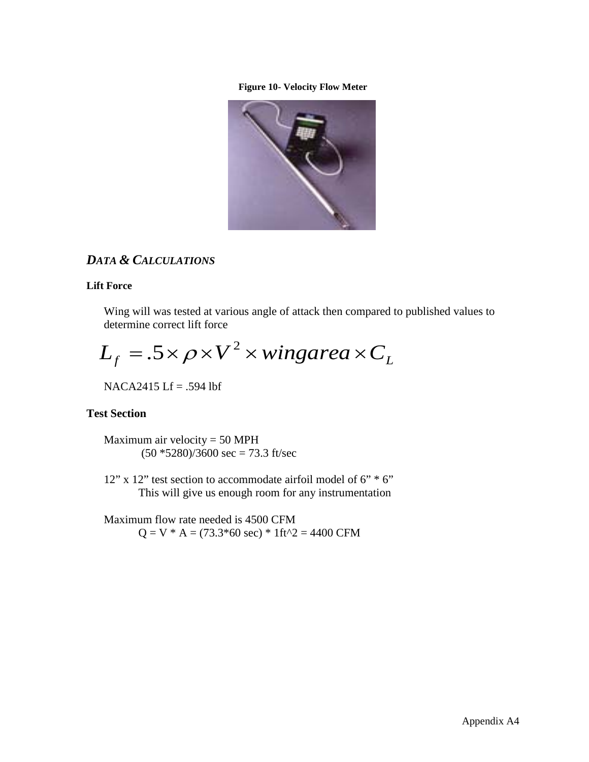**Figure 10- Velocity Flow Meter**

## *DATA & CALCULATIONS*

### Lift Force

Wing will was tested at various angle of attack then compared to published values to determine correct lift force

$$L_f = .5 \times \rho \times V^2 \times wingarea \times C_L$$

NACA2415 Lf = .594 lbf

### Test Section

Maximum air velocity = 50 MPH
(50 *5280)/3600 sec = 73.3 ft/sec

12" x 12" test section to accommodate airfoil model of 6" * 6"
This will give us enough room for any instrumentation

Maximum flow rate needed is 4500 CFM
Q = V * A = (73.3*60 sec) * 1ft^2 = 4400 CFM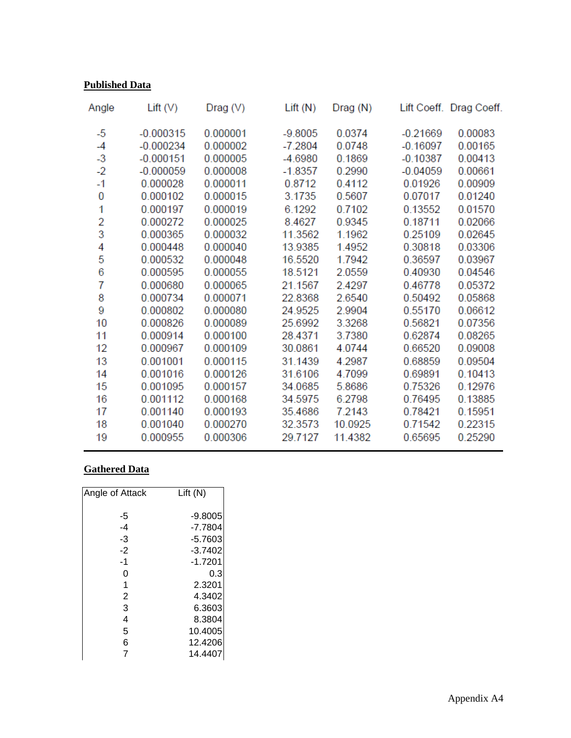**Published Data**

| Angle | Lift (V) | Drag (V) | Lift (N) | Drag (N) | Lift Coeff. | Drag Coeff. |
|---|---|---|---|---|---|---|
| -5 | -0.000315 | 0.000001 | -9.8005 | 0.0374 | -0.21669 | 0.00083 |
| -4 | -0.000234 | 0.000002 | -7.2804 | 0.0748 | -0.16097 | 0.00165 |
| -3 | -0.000151 | 0.000005 | -4.6980 | 0.1869 | -0.10387 | 0.00413 |
| -2 | -0.000059 | 0.000008 | -1.8357 | 0.2990 | -0.04059 | 0.00661 |
| -1 | 0.000028 | 0.000011 | 0.8712 | 0.4112 | 0.01926 | 0.00909 |
| 0 | 0.000102 | 0.000015 | 3.1735 | 0.5607 | 0.07017 | 0.01240 |
| 1 | 0.000197 | 0.000019 | 6.1292 | 0.7102 | 0.13552 | 0.01570 |
| 2 | 0.000272 | 0.000025 | 8.4627 | 0.9345 | 0.18711 | 0.02066 |
| 3 | 0.000365 | 0.000032 | 11.3562 | 1.1962 | 0.25109 | 0.02645 |
| 4 | 0.000448 | 0.000040 | 13.9385 | 1.4952 | 0.30818 | 0.03306 |
| 5 | 0.000532 | 0.000048 | 16.5520 | 1.7942 | 0.36597 | 0.03967 |
| 6 | 0.000595 | 0.000055 | 18.5121 | 2.0559 | 0.40930 | 0.04546 |
| 7 | 0.000680 | 0.000065 | 21.1567 | 2.4297 | 0.46778 | 0.05372 |
| 8 | 0.000734 | 0.000071 | 22.8368 | 2.6540 | 0.50492 | 0.05868 |
| 9 | 0.000802 | 0.000080 | 24.9525 | 2.9904 | 0.55170 | 0.06612 |
| 10 | 0.000826 | 0.000089 | 25.6992 | 3.3268 | 0.56821 | 0.07356 |
| 11 | 0.000914 | 0.000100 | 28.4371 | 3.7380 | 0.62874 | 0.08265 |
| 12 | 0.000967 | 0.000109 | 30.0861 | 4.0744 | 0.66520 | 0.09008 |
| 13 | 0.001001 | 0.000115 | 31.1439 | 4.2987 | 0.68859 | 0.09504 |
| 14 | 0.001016 | 0.000126 | 31.6106 | 4.7099 | 0.69891 | 0.10413 |
| 15 | 0.001095 | 0.000157 | 34.0685 | 5.8686 | 0.75326 | 0.12976 |
| 16 | 0.001112 | 0.000168 | 34.5975 | 6.2798 | 0.76495 | 0.13885 |
| 17 | 0.001140 | 0.000193 | 35.4686 | 7.2143 | 0.78421 | 0.15951 |
| 18 | 0.001040 | 0.000270 | 32.3573 | 10.0925 | 0.71542 | 0.22315 |
| 19 | 0.000955 | 0.000306 | 29.7127 | 11.4382 | 0.65695 | 0.25290 |

**Gathered Data**

| Angle of Attack | Lift (N) |
|---|---|
| -5 | -9.8005 |
| -4 | -7.7804 |
| -3 | -5.7603 |
| -2 | -3.7402 |
| -1 | -1.7201 |
| 0 | 0.3 |
| 1 | 2.3201 |
| 2 | 4.3402 |
| 3 | 6.3603 |
| 4 | 8.3804 |
| 5 | 10.4005 |
| 6 | 12.4206 |
| 7 | 14.4407 |

Appendix A4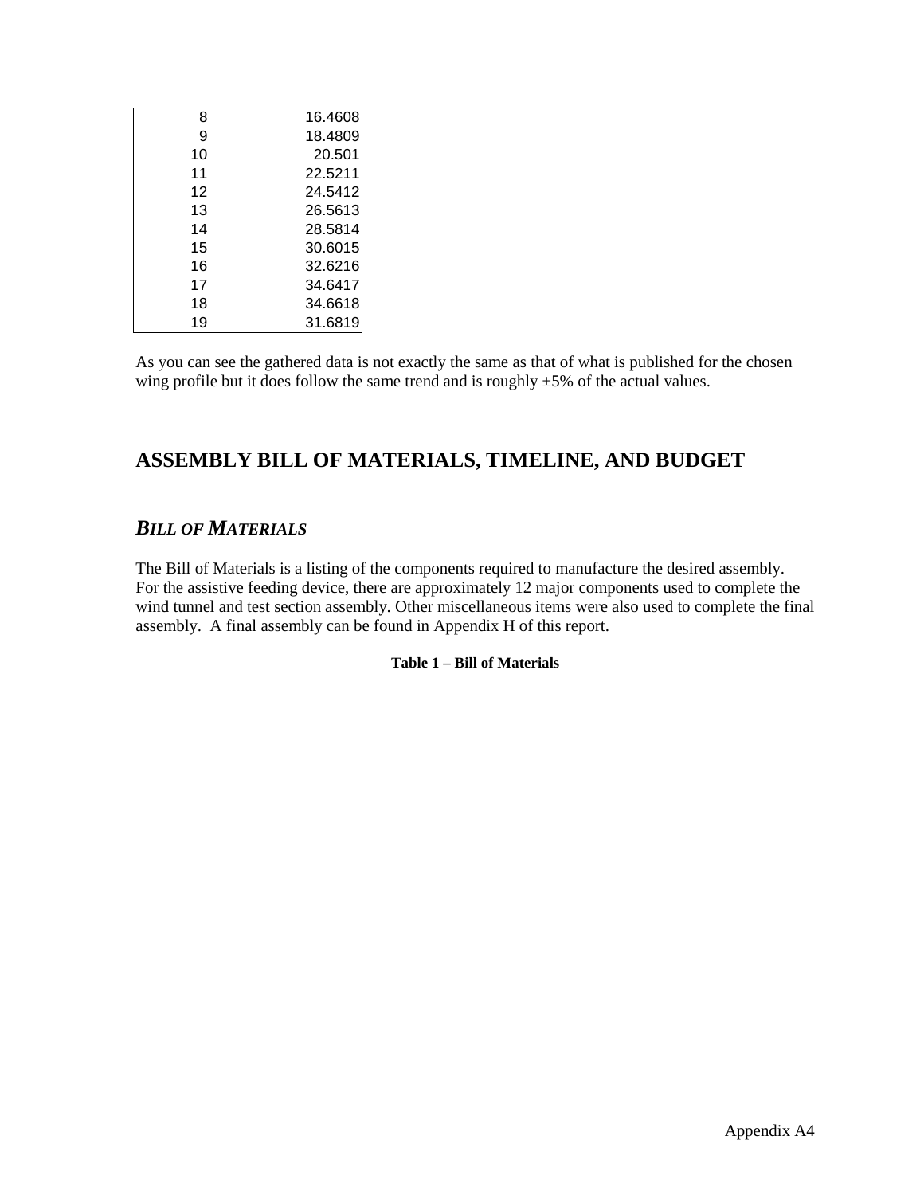| | |
|---|---|
| 8 | 16.4608 |
| 9 | 18.4809 |
| 10 | 20.501 |
| 11 | 22.5211 |
| 12 | 24.5412 |
| 13 | 26.5613 |
| 14 | 28.5814 |
| 15 | 30.6015 |
| 16 | 32.6216 |
| 17 | 34.6417 |
| 18 | 34.6618 |
| 19 | 31.6819 |

As you can see the gathered data is not exactly the same as that of what is published for the chosen wing profile but it does follow the same trend and is roughly ±5% of the actual values.

## ASSEMBLY BILL OF MATERIALS, TIMELINE, AND BUDGET

### *BILL OF MATERIALS*

The Bill of Materials is a listing of the components required to manufacture the desired assembly. For the assistive feeding device, there are approximately 12 major components used to complete the wind tunnel and test section assembly. Other miscellaneous items were also used to complete the final assembly. A final assembly can be found in Appendix H of this report.

**Table 1 – Bill of Materials**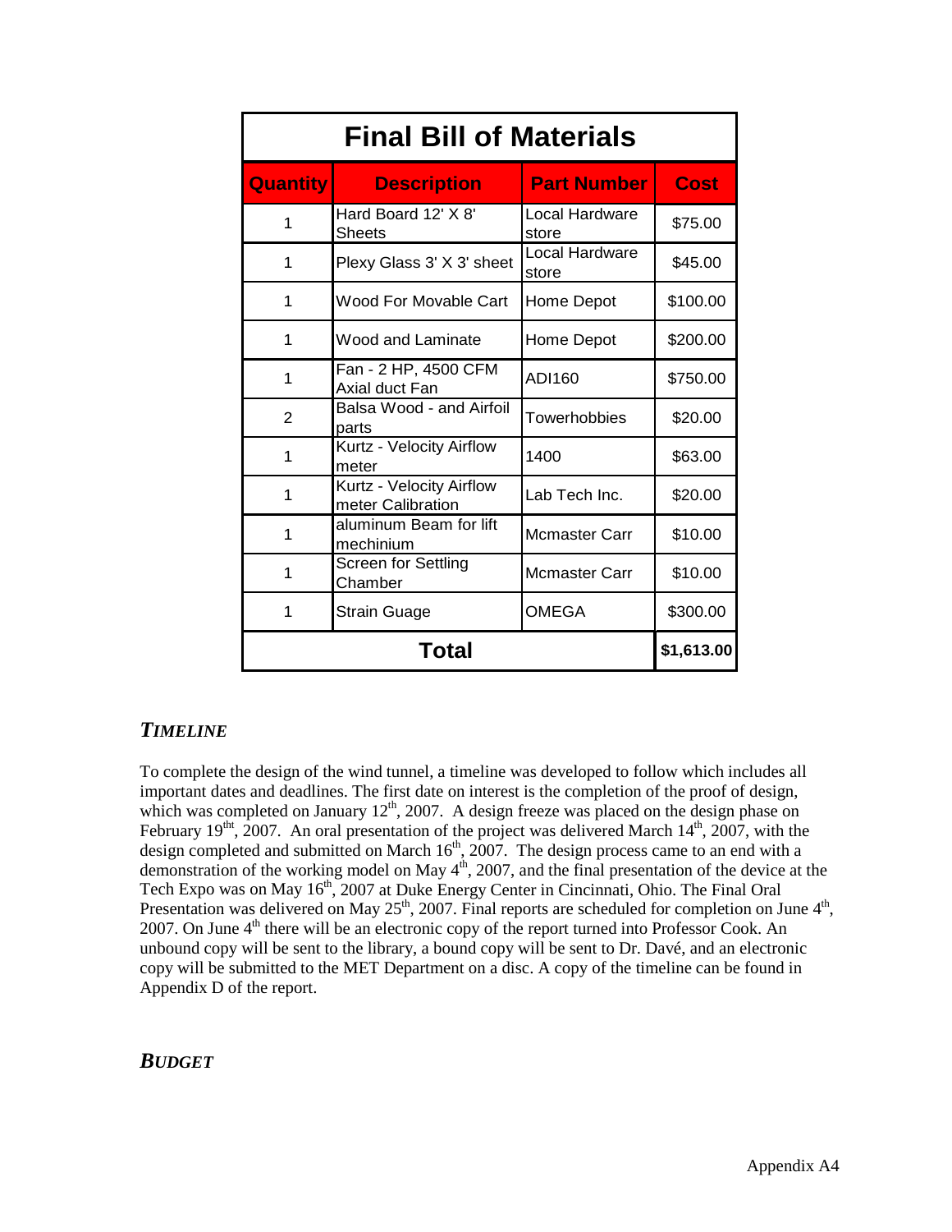| Final Bill of Materials | | | |
|---|---|---|---|
| **Quantity** | **Description** | **Part Number** | **Cost** |
| 1 | Hard Board 12' X 8' Sheets | Local Hardware store | $75.00 |
| 1 | Plexy Glass 3' X 3' sheet | Local Hardware store | $45.00 |
| 1 | Wood For Movable Cart | Home Depot | $100.00 |
| 1 | Wood and Laminate | Home Depot | $200.00 |
| 1 | Fan - 2 HP, 4500 CFM Axial duct Fan | ADI160 | $750.00 |
| 2 | Balsa Wood - and Airfoil parts | Towerhobbies | $20.00 |
| 1 | Kurtz - Velocity Airflow meter | 1400 | $63.00 |
| 1 | Kurtz - Velocity Airflow meter Calibration | Lab Tech Inc. | $20.00 |
| 1 | aluminum Beam for lift mechinium | Mcmaster Carr | $10.00 |
| 1 | Screen for Settling Chamber | Mcmaster Carr | $10.00 |
| 1 | Strain Guage | OMEGA | $300.00 |
| **Total** | | | **$1,613.00** |

## *TIMELINE*

To complete the design of the wind tunnel, a timeline was developed to follow which includes all important dates and deadlines. The first date on interest is the completion of the proof of design, which was completed on January 12th, 2007. A design freeze was placed on the design phase on February 19tht, 2007. An oral presentation of the project was delivered March 14th, 2007, with the design completed and submitted on March 16th, 2007. The design process came to an end with a demonstration of the working model on May 4th, 2007, and the final presentation of the device at the Tech Expo was on May 16th, 2007 at Duke Energy Center in Cincinnati, Ohio. The Final Oral Presentation was delivered on May 25th, 2007. Final reports are scheduled for completion on June 4th, 2007. On June 4th there will be an electronic copy of the report turned into Professor Cook. An unbound copy will be sent to the library, a bound copy will be sent to Dr. Davé, and an electronic copy will be submitted to the MET Department on a disc. A copy of the timeline can be found in Appendix D of the report.

## *BUDGET*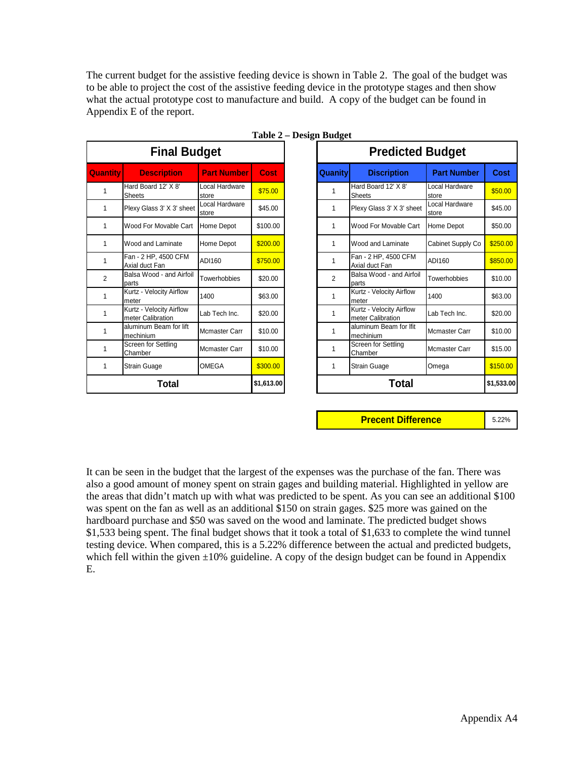The current budget for the assistive feeding device is shown in Table 2. The goal of the budget was to be able to project the cost of the assistive feeding device in the prototype stages and then show what the actual prototype cost to manufacture and build. A copy of the budget can be found in Appendix E of the report.

**Table 2 – Design Budget**

| Final Budget | | | |
|---|---|---|---|
| **Quantity** | **Description** | **Part Number** | **Cost** |
| 1 | Hard Board 12' X 8' Sheets | Local Hardware store | $75.00 |
| 1 | Plexy Glass 3' X 3' sheet | Local Hardware store | $45.00 |
| 1 | Wood For Movable Cart | Home Depot | $100.00 |
| 1 | Wood and Laminate | Home Depot | $200.00 |
| 1 | Fan - 2 HP, 4500 CFM Axial duct Fan | ADI160 | $750.00 |
| 2 | Balsa Wood - and Airfoil parts | Towerhobbies | $20.00 |
| 1 | Kurtz - Velocity Airflow meter | 1400 | $63.00 |
| 1 | Kurtz - Velocity Airflow meter Calibration | Lab Tech Inc. | $20.00 |
| 1 | aluminum Beam for lift mechinium | Mcmaster Carr | $10.00 |
| 1 | Screen for Settling Chamber | Mcmaster Carr | $10.00 |
| 1 | Strain Guage | OMEGA | $300.00 |
| **Total** | | | $1,613.00 |

| Predicted Budget | | | |
|---|---|---|---|
| **Quanity** | **Discription** | **Part Number** | **Cost** |
| 1 | Hard Board 12' X 8' Sheets | Local Hardware store | $50.00 |
| 1 | Plexy Glass 3' X 3' sheet | Local Hardware store | $45.00 |
| 1 | Wood For Movable Cart | Home Depot | $50.00 |
| 1 | Wood and Laminate | Cabinet Supply Co | $250.00 |
| 1 | Fan - 2 HP, 4500 CFM Axial duct Fan | ADI160 | $850.00 |
| 2 | Balsa Wood - and Airfoil parts | Towerhobbies | $10.00 |
| 1 | Kurtz - Velocity Airflow meter | 1400 | $63.00 |
| 1 | Kurtz - Velocity Airflow meter Calibration | Lab Tech Inc. | $20.00 |
| 1 | aluminum Beam for lfit mechinium | Mcmaster Carr | $10.00 |
| 1 | Screen for Settling Chamber | Mcmaster Carr | $15.00 |
| 1 | Strain Guage | Omega | $150.00 |
| **Total** | | | $1,533.00 |

| Precent Difference | 5.22% |
|---|---|

It can be seen in the budget that the largest of the expenses was the purchase of the fan. There was also a good amount of money spent on strain gages and building material. Highlighted in yellow are the areas that didn't match up with what was predicted to be spent. As you can see an additional $100 was spent on the fan as well as an additional $150 on strain gages. $25 more was gained on the hardboard purchase and $50 was saved on the wood and laminate. The predicted budget shows $1,533 being spent. The final budget shows that it took a total of $1,633 to complete the wind tunnel testing device. When compared, this is a 5.22% difference between the actual and predicted budgets, which fell within the given ±10% guideline. A copy of the design budget can be found in Appendix E.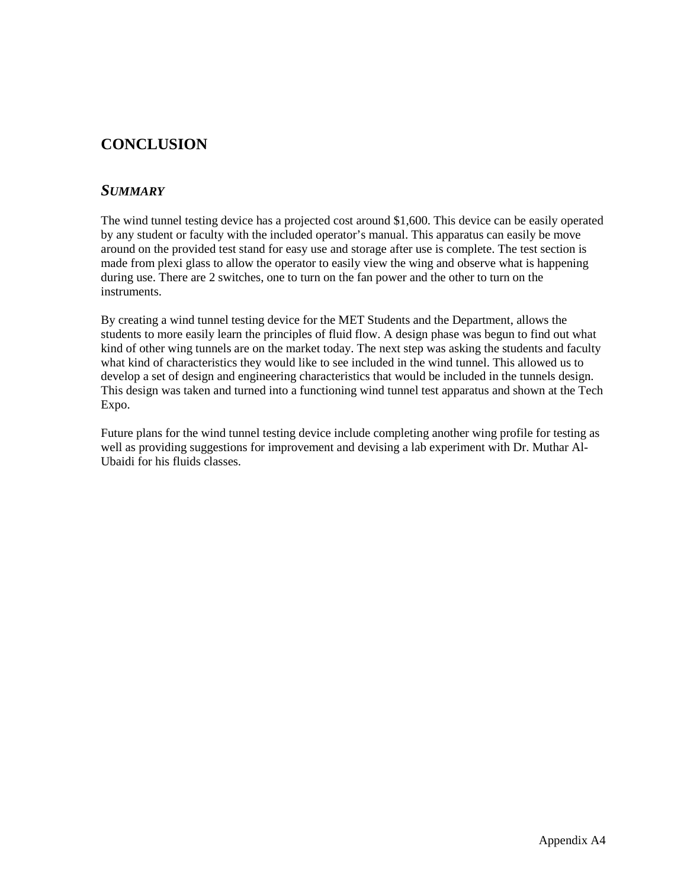# CONCLUSION

## *SUMMARY*

The wind tunnel testing device has a projected cost around $1,600. This device can be easily operated by any student or faculty with the included operator's manual. This apparatus can easily be move around on the provided test stand for easy use and storage after use is complete. The test section is made from plexi glass to allow the operator to easily view the wing and observe what is happening during use. There are 2 switches, one to turn on the fan power and the other to turn on the instruments.

By creating a wind tunnel testing device for the MET Students and the Department, allows the students to more easily learn the principles of fluid flow. A design phase was begun to find out what kind of other wing tunnels are on the market today. The next step was asking the students and faculty what kind of characteristics they would like to see included in the wind tunnel. This allowed us to develop a set of design and engineering characteristics that would be included in the tunnels design. This design was taken and turned into a functioning wind tunnel test apparatus and shown at the Tech Expo.

Future plans for the wind tunnel testing device include completing another wing profile for testing as well as providing suggestions for improvement and devising a lab experiment with Dr. Muthar Al-Ubaidi for his fluids classes.

Appendix A4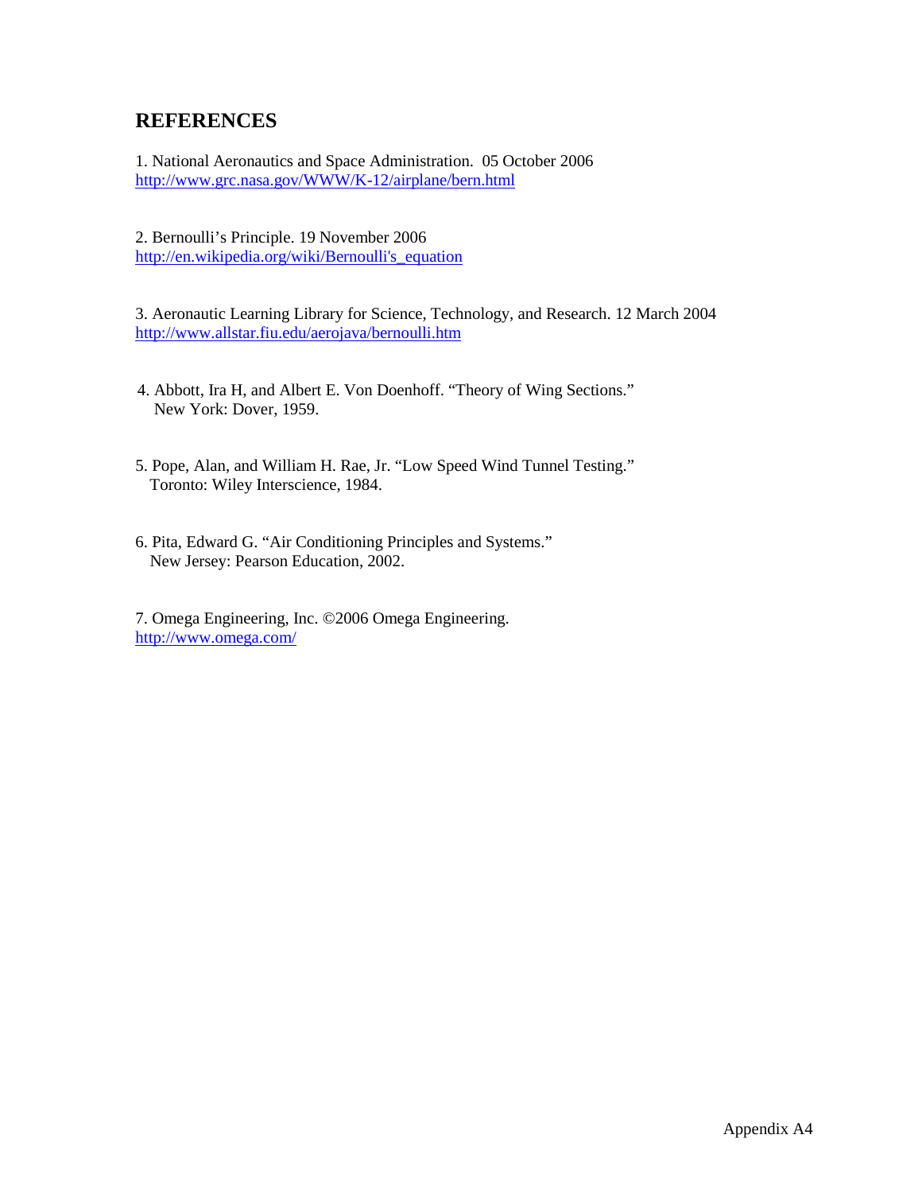## REFERENCES

1. National Aeronautics and Space Administration. 05 October 2006
http://www.grc.nasa.gov/WWW/K-12/airplane/bern.html

2. Bernoulli's Principle. 19 November 2006
http://en.wikipedia.org/wiki/Bernoulli's_equation

3. Aeronautic Learning Library for Science, Technology, and Research. 12 March 2004
http://www.allstar.fiu.edu/aerojava/bernoulli.htm

4. Abbott, Ira H, and Albert E. Von Doenhoff. "Theory of Wing Sections." New York: Dover, 1959.

5. Pope, Alan, and William H. Rae, Jr. "Low Speed Wind Tunnel Testing." Toronto: Wiley Interscience, 1984.

6. Pita, Edward G. "Air Conditioning Principles and Systems." New Jersey: Pearson Education, 2002.

7. Omega Engineering, Inc. ©2006 Omega Engineering.
http://www.omega.com/

Appendix A4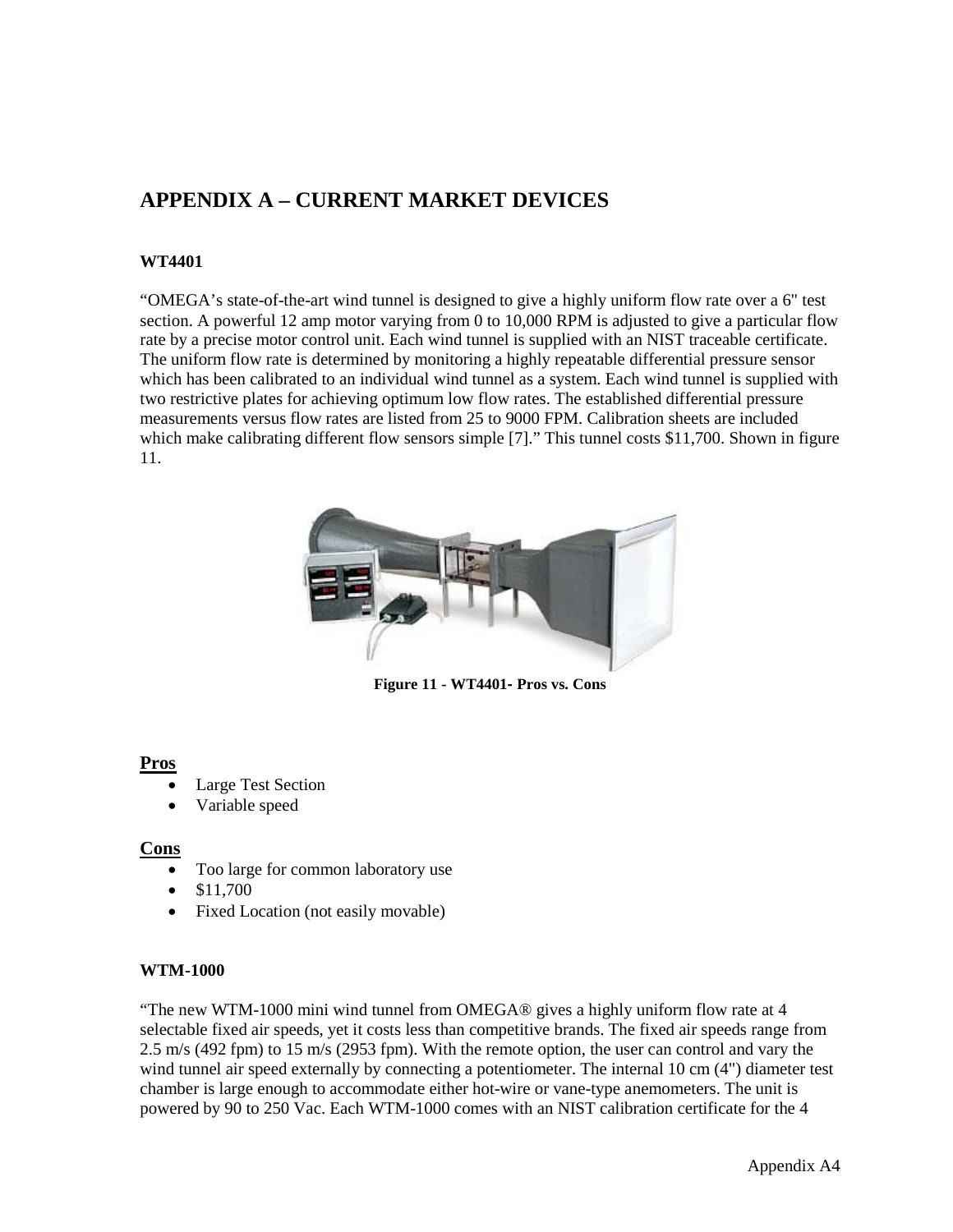# APPENDIX A – CURRENT MARKET DEVICES

**WT4401**

"OMEGA's state-of-the-art wind tunnel is designed to give a highly uniform flow rate over a 6" test section. A powerful 12 amp motor varying from 0 to 10,000 RPM is adjusted to give a particular flow rate by a precise motor control unit. Each wind tunnel is supplied with an NIST traceable certificate. The uniform flow rate is determined by monitoring a highly repeatable differential pressure sensor which has been calibrated to an individual wind tunnel as a system. Each wind tunnel is supplied with two restrictive plates for achieving optimum low flow rates. The established differential pressure measurements versus flow rates are listed from 25 to 9000 FPM. Calibration sheets are included which make calibrating different flow sensors simple [7]." This tunnel costs $11,700. Shown in figure 11.

**Figure 11 - WT4401- Pros vs. Cons**

## Pros

- Large Test Section
- Variable speed

## Cons

- Too large for common laboratory use
- $11,700
- Fixed Location (not easily movable)

**WTM-1000**

"The new WTM-1000 mini wind tunnel from OMEGA® gives a highly uniform flow rate at 4 selectable fixed air speeds, yet it costs less than competitive brands. The fixed air speeds range from 2.5 m/s (492 fpm) to 15 m/s (2953 fpm). With the remote option, the user can control and vary the wind tunnel air speed externally by connecting a potentiometer. The internal 10 cm (4") diameter test chamber is large enough to accommodate either hot-wire or vane-type anemometers. The unit is powered by 90 to 250 Vac. Each WTM-1000 comes with an NIST calibration certificate for the 4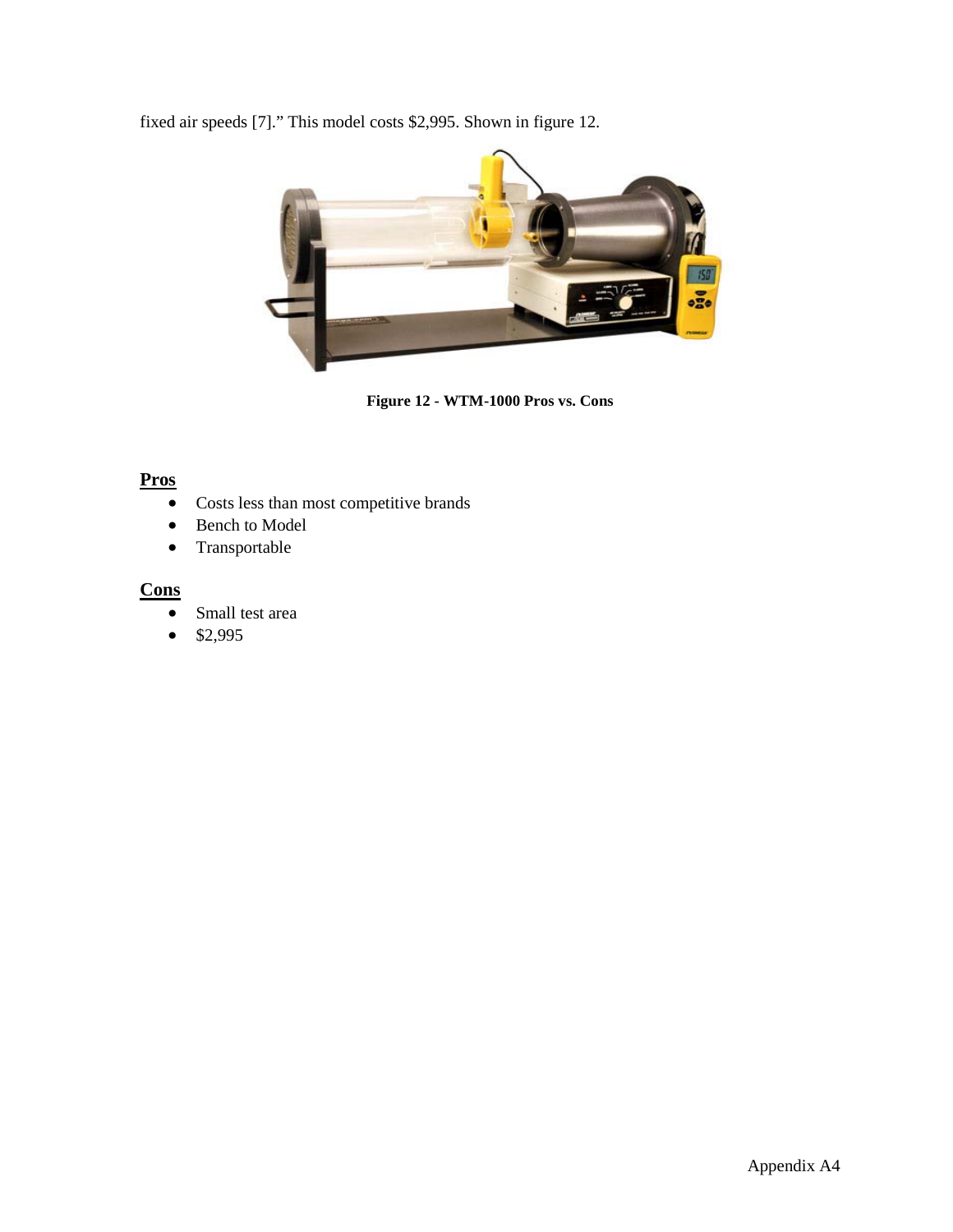fixed air speeds [7]." This model costs $2,995. Shown in figure 12.

**Figure 12 - WTM-1000 Pros vs. Cons**

## Pros

- Costs less than most competitive brands
- Bench to Model
- Transportable

## Cons

- Small test area
- $2,995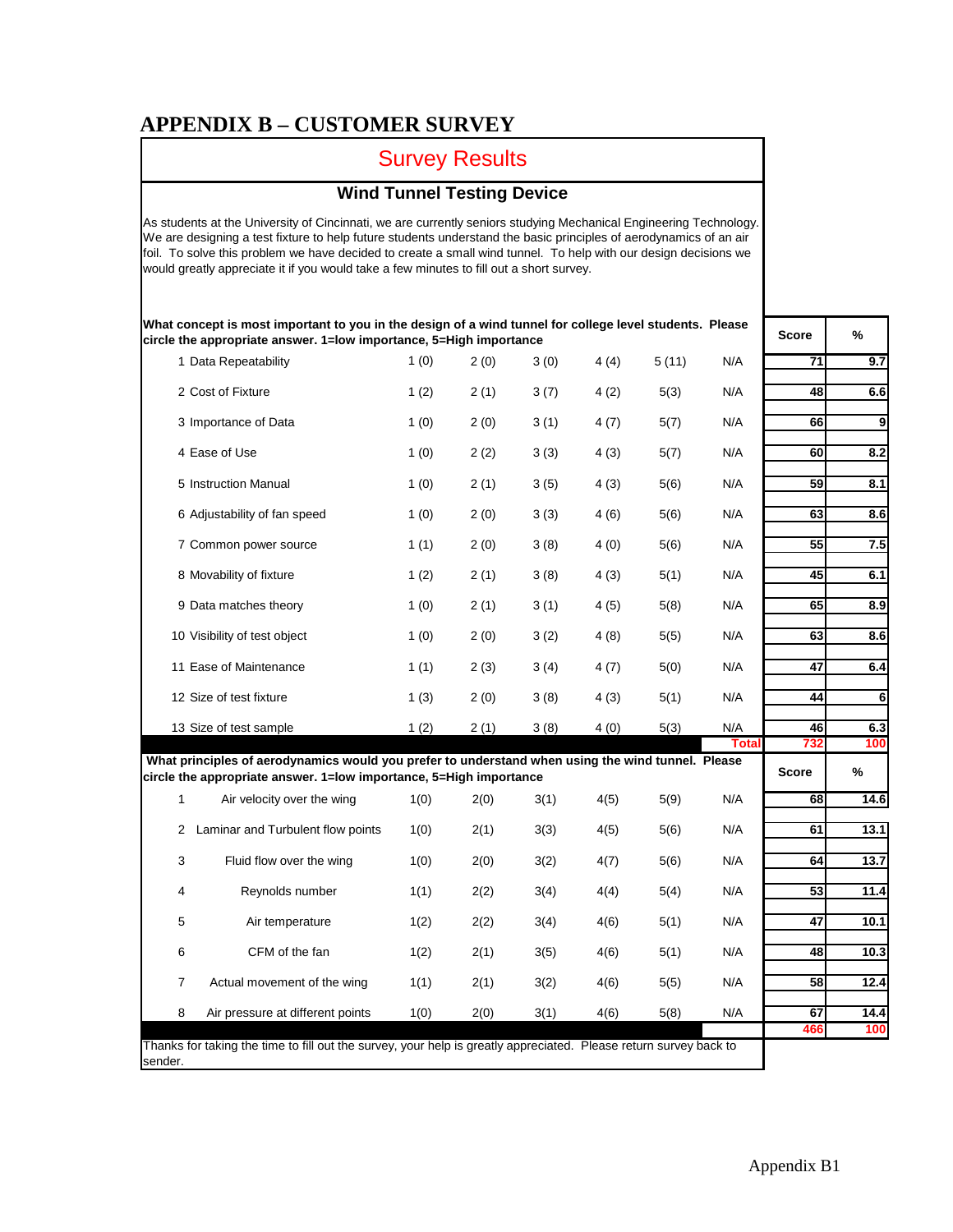# APPENDIX B – CUSTOMER SURVEY

## Survey Results

### Wind Tunnel Testing Device

As students at the University of Cincinnati, we are currently seniors studying Mechanical Engineering Technology. We are designing a test fixture to help future students understand the basic principles of aerodynamics of an air foil. To solve this problem we have decided to create a small wind tunnel. To help with our design decisions we would greatly appreciate it if you would take a few minutes to fill out a short survey.

**What concept is most important to you in the design of a wind tunnel for college level students. Please circle the appropriate answer. 1=low importance, 5=High importance**

| | | | | | | | Score | % |
|---|---|---|---|---|---|---|---|---|
| 1 Data Repeatability | 1 (0) | 2 (0) | 3 (0) | 4 (4) | 5 (11) | N/A | 71 | 9.7 |
| 2 Cost of Fixture | 1 (2) | 2 (1) | 3 (7) | 4 (2) | 5(3) | N/A | 48 | 6.6 |
| 3 Importance of Data | 1 (0) | 2 (0) | 3 (1) | 4 (7) | 5(7) | N/A | 66 | 9 |
| 4 Ease of Use | 1 (0) | 2 (2) | 3 (3) | 4 (3) | 5(7) | N/A | 60 | 8.2 |
| 5 Instruction Manual | 1 (0) | 2 (1) | 3 (5) | 4 (3) | 5(6) | N/A | 59 | 8.1 |
| 6 Adjustability of fan speed | 1 (0) | 2 (0) | 3 (3) | 4 (6) | 5(6) | N/A | 63 | 8.6 |
| 7 Common power source | 1 (1) | 2 (0) | 3 (8) | 4 (0) | 5(6) | N/A | 55 | 7.5 |
| 8 Movability of fixture | 1 (2) | 2 (1) | 3 (8) | 4 (3) | 5(1) | N/A | 45 | 6.1 |
| 9 Data matches theory | 1 (0) | 2 (1) | 3 (1) | 4 (5) | 5(8) | N/A | 65 | 8.9 |
| 10 Visibility of test object | 1 (0) | 2 (0) | 3 (2) | 4 (8) | 5(5) | N/A | 63 | 8.6 |
| 11 Ease of Maintenance | 1 (1) | 2 (3) | 3 (4) | 4 (7) | 5(0) | N/A | 47 | 6.4 |
| 12 Size of test fixture | 1 (3) | 2 (0) | 3 (8) | 4 (3) | 5(1) | N/A | 44 | 6 |
| 13 Size of test sample | 1 (2) | 2 (1) | 3 (8) | 4 (0) | 5(3) | N/A | 46 | 6.3 |
| | | | | | | Total | 732 | 100 |

**What principles of aerodynamics would you prefer to understand when using the wind tunnel. Please circle the appropriate answer. 1=low importance, 5=High importance**

| | | | | | | | Score | % |
|---|---|---|---|---|---|---|---|---|
| 1 Air velocity over the wing | 1(0) | 2(0) | 3(1) | 4(5) | 5(9) | N/A | 68 | 14.6 |
| 2 Laminar and Turbulent flow points | 1(0) | 2(1) | 3(3) | 4(5) | 5(6) | N/A | 61 | 13.1 |
| 3 Fluid flow over the wing | 1(0) | 2(0) | 3(2) | 4(7) | 5(6) | N/A | 64 | 13.7 |
| 4 Reynolds number | 1(1) | 2(2) | 3(4) | 4(4) | 5(4) | N/A | 53 | 11.4 |
| 5 Air temperature | 1(2) | 2(2) | 3(4) | 4(6) | 5(1) | N/A | 47 | 10.1 |
| 6 CFM of the fan | 1(2) | 2(1) | 3(5) | 4(6) | 5(1) | N/A | 48 | 10.3 |
| 7 Actual movement of the wing | 1(1) | 2(1) | 3(2) | 4(6) | 5(5) | N/A | 58 | 12.4 |
| 8 Air pressure at different points | 1(0) | 2(0) | 3(1) | 4(6) | 5(8) | N/A | 67 | 14.4 |
| | | | | | | | 466 | 100 |

Thanks for taking the time to fill out the survey, your help is greatly appreciated. Please return survey back to sender.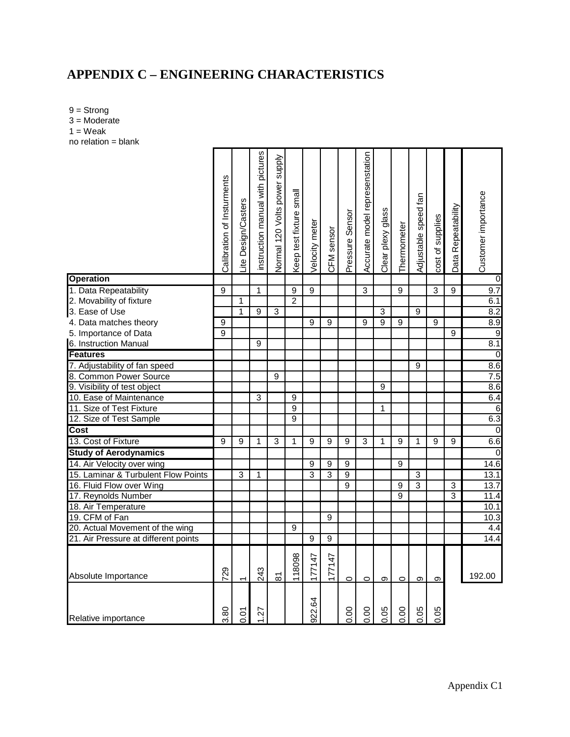# APPENDIX C – ENGINEERING CHARACTERISTICS

9 = Strong
3 = Moderate
1 = Weak
no relation = blank

| | Calibration of Insturments | Lite Design/Casters | instruction manual with pictures | Normal 120 Volts power supply | Keep test fixture small | Velocity meter | CFM sensor | Pressure Sensor | Accurate model represenstation | Clear plexy glass | Thermometer | Adjustable speed fan | cost of supplies | Data Repeatability | Customer importance |
|---|---|---|---|---|---|---|---|---|---|---|---|---|---|---|---|
| **Operation** | | | | | | | | | | | | | | | 0 |
| 1. Data Repeatability | 9 | | 1 | | 9 | 9 | | | 3 | | 9 | | 3 | 9 | 9.7 |
| 2. Movability of fixture | | 1 | | | 2 | | | | | | | | | | 6.1 |
| 3. Ease of Use | | 1 | 9 | 3 | | | | | | 3 | | 9 | | | 8.2 |
| 4. Data matches theory | 9 | | | | | 9 | 9 | | 9 | 9 | 9 | | 9 | | 8.9 |
| 5. Importance of Data | 9 | | | | | | | | | | | | | 9 | 9 |
| 6. Instruction Manual | | | 9 | | | | | | | | | | | | 8.1 |
| **Features** | | | | | | | | | | | | | | | 0 |
| 7. Adjustability of fan speed | | | | | | | | | | | | 9 | | | 8.6 |
| 8. Common Power Source | | | | 9 | | | | | | | | | | | 7.5 |
| 9. Visibility of test object | | | | | | | | | | 9 | | | | | 8.6 |
| 10. Ease of Maintenance | | | 3 | | 9 | | | | | | | | | | 6.4 |
| 11. Size of Test Fixture | | | | | 9 | | | | | 1 | | | | | 6 |
| 12. Size of Test Sample | | | | | 9 | | | | | | | | | | 6.3 |
| **Cost** | | | | | | | | | | | | | | | 0 |
| 13. Cost of Fixture | 9 | 9 | 1 | 3 | 1 | 9 | 9 | 9 | 3 | 1 | 9 | 1 | 9 | 9 | 6.6 |
| **Study of Aerodynamics** | | | | | | | | | | | | | | | 0 |
| 14. Air Velocity over wing | | | | | | 9 | 9 | 9 | | | 9 | | | | 14.6 |
| 15. Laminar & Turbulent Flow Points | | 3 | 1 | | | 3 | 3 | 9 | | | | 3 | | | 13.1 |
| 16. Fluid Flow over Wing | | | | | | | | 9 | | | 9 | 3 | | 3 | 13.7 |
| 17. Reynolds Number | | | | | | | | | | | 9 | | | 3 | 11.4 |
| 18. Air Temperature | | | | | | | | | | | | | | | 10.1 |
| 19. CFM of Fan | | | | | | | 9 | | | | | | | | 10.3 |
| 20. Actual Movement of the wing | | | | | 9 | | | | | | | | | | 4.4 |
| 21. Air Pressure at different points | | | | | | 9 | 9 | | | | | | | | 14.4 |
| Absolute Importance | 729 | 1 | 243 | 81 | 118098 | 177147 | 177147 | 0 | 0 | 9 | 0 | 9 | 9 | | 192.00 |
| Relative importance | 3.80 | 0.01 | 1.27 | | | 922.64 | | 0.00 | 0.00 | 0.05 | 0.00 | 0.05 | 0.05 | | |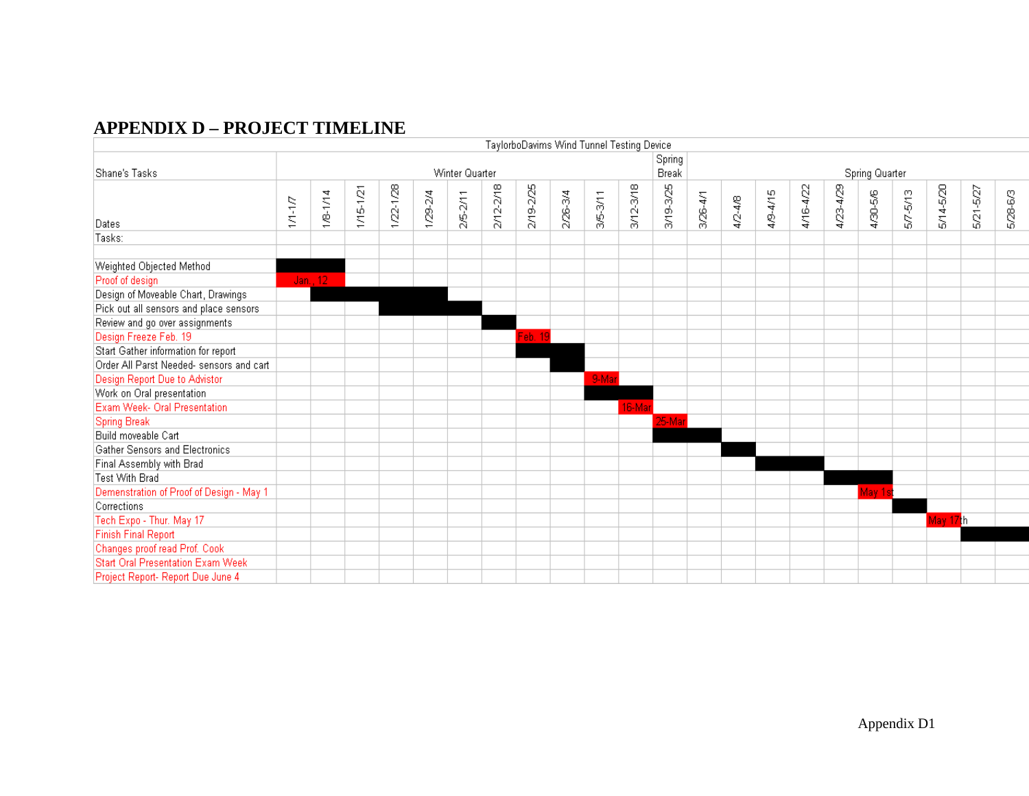# APPENDIX D – PROJECT TIMELINE

| TaylorboDavims Wind Tunnel Testing Device | | | | | | | | | | | | | | | | | | | | | | |
|---|---|---|---|---|---|---|---|---|---|---|---|---|---|---|---|---|---|---|---|---|---|---|
| Shane's Tasks | Winter Quarter | | | | | | | | | | | Spring Break | Spring Quarter | | | | | | | | | |
| Dates | 1/1-1/7 | 1/8-1/14 | 1/15-1/21 | 1/22-1/28 | 1/29-2/4 | 2/5-2/11 | 2/12-2/18 | 2/19-2/25 | 2/26-3/4 | 3/5-3/11 | 3/12-3/18 | 3/19-3/25 | 3/26-4/1 | 4/2-4/8 | 4/9-4/15 | 4/16-4/22 | 4/23-4/29 | 4/30-5/6 | 5/7-5/13 | 5/14-5/20 | 5/21-5/27 | 5/28-6/3 |
| Tasks: | | | | | | | | | | | | | | | | | | | | | | |
| | | | | | | | | | | | | | | | | | | | | | | |
| Weighted Objected Method | ■ | ■ | | | | | | | | | | | | | | | | | | | | |
| Proof of design | Jan. , 12 | | | | | | | | | | | | | | | | | | | | | |
| Design of Moveable Chart, Drawings | | ■ | ■ | ■ | ■ | | | | | | | | | | | | | | | | | |
| Pick out all sensors and place sensors | | | | ■ | ■ | ■ | | | | | | | | | | | | | | | | |
| Review and go over assignments | | | | | | | ■ | | | | | | | | | | | | | | | |
| Design Freeze Feb. 19 | | | | | | | | Feb. 19 | | | | | | | | | | | | | | |
| Start Gather information for report | | | | | | | | ■ | ■ | | | | | | | | | | | | | |
| Order All Parst Needed- sensors and cart | | | | | | | | | ■ | | | | | | | | | | | | | |
| Design Report Due to Advistor | | | | | | | | | | 9-Mar | | | | | | | | | | | | |
| Work on Oral presentation | | | | | | | | | | ■ | ■ | | | | | | | | | | | |
| Exam Week- Oral Presentation | | | | | | | | | | | 16-Mar | | | | | | | | | | | |
| Spring Break | | | | | | | | | | | | 25-Mar | | | | | | | | | | |
| Build moveable Cart | | | | | | | | | | | | ■ | ■ | | | | | | | | | |
| Gather Sensors and Electronics | | | | | | | | | | | | | | ■ | | | | | | | | |
| Final Assembly with Brad | | | | | | | | | | | | | | | ■ | ■ | | | | | | |
| Test With Brad | | | | | | | | | | | | | | | | | ■ | ■ | | | | |
| Demenstration of Proof of Design - May 1 | | | | | | | | | | | | | | | | | | May 1st | | | | |
| Corrections | | | | | | | | | | | | | | | | | | | ■ | | | |
| Tech Expo - Thur. May 17 | | | | | | | | | | | | | | | | | | | | May 17th | | |
| Finish Final Report | | | | | | | | | | | | | | | | | | | | | ■ | ■ |
| Changes proof read Prof. Cook | | | | | | | | | | | | | | | | | | | | | | |
| Start Oral Presentation Exam Week | | | | | | | | | | | | | | | | | | | | | | |
| Project Report- Report Due June 4 | | | | | | | | | | | | | | | | | | | | | | |

Appendix D1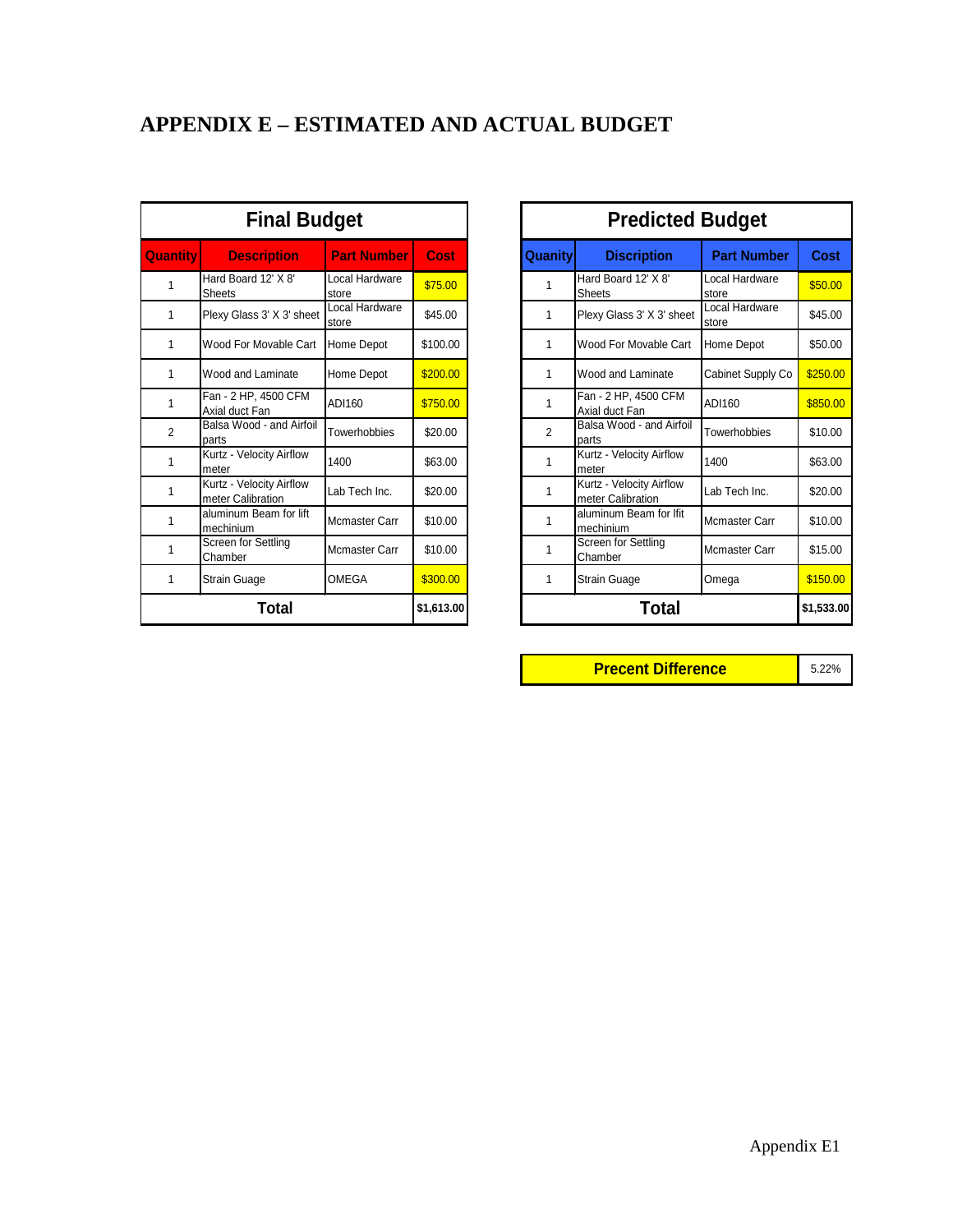# APPENDIX E – ESTIMATED AND ACTUAL BUDGET

**Final Budget**

| Quantity | Description | Part Number | Cost |
|---|---|---|---|
| 1 | Hard Board 12' X 8' Sheets | Local Hardware store | $75.00 |
| 1 | Plexy Glass 3' X 3' sheet | Local Hardware store | $45.00 |
| 1 | Wood For Movable Cart | Home Depot | $100.00 |
| 1 | Wood and Laminate | Home Depot | $200.00 |
| 1 | Fan - 2 HP, 4500 CFM Axial duct Fan | ADI160 | $750.00 |
| 2 | Balsa Wood - and Airfoil parts | Towerhobbies | $20.00 |
| 1 | Kurtz - Velocity Airflow meter | 1400 | $63.00 |
| 1 | Kurtz - Velocity Airflow meter Calibration | Lab Tech Inc. | $20.00 |
| 1 | aluminum Beam for lift mechinium | Mcmaster Carr | $10.00 |
| 1 | Screen for Settling Chamber | Mcmaster Carr | $10.00 |
| 1 | Strain Guage | OMEGA | $300.00 |
| **Total** | | | $1,613.00 |

**Predicted Budget**

| Quanity | Discription | Part Number | Cost |
|---|---|---|---|
| 1 | Hard Board 12' X 8' Sheets | Local Hardware store | $50.00 |
| 1 | Plexy Glass 3' X 3' sheet | Local Hardware store | $45.00 |
| 1 | Wood For Movable Cart | Home Depot | $50.00 |
| 1 | Wood and Laminate | Cabinet Supply Co | $250.00 |
| 1 | Fan - 2 HP, 4500 CFM Axial duct Fan | ADI160 | $850.00 |
| 2 | Balsa Wood - and Airfoil parts | Towerhobbies | $10.00 |
| 1 | Kurtz - Velocity Airflow meter | 1400 | $63.00 |
| 1 | Kurtz - Velocity Airflow meter Calibration | Lab Tech Inc. | $20.00 |
| 1 | aluminum Beam for lfit mechinium | Mcmaster Carr | $10.00 |
| 1 | Screen for Settling Chamber | Mcmaster Carr | $15.00 |
| 1 | Strain Guage | Omega | $150.00 |
| **Total** | | | $1,533.00 |

| **Precent Difference** | 5.22% |
|---|---|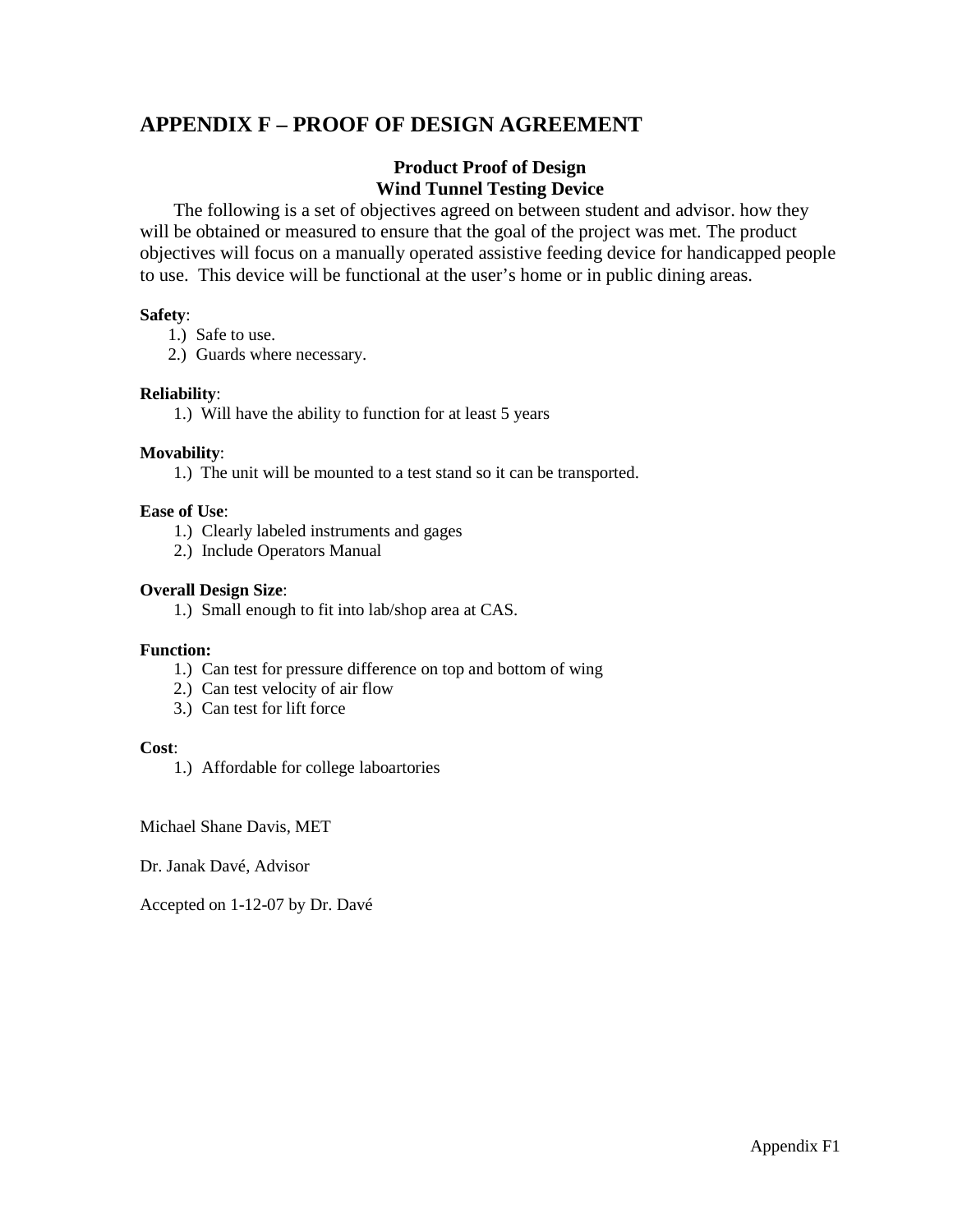# APPENDIX F – PROOF OF DESIGN AGREEMENT

**Product Proof of Design**
**Wind Tunnel Testing Device**

The following is a set of objectives agreed on between student and advisor. how they will be obtained or measured to ensure that the goal of the project was met. The product objectives will focus on a manually operated assistive feeding device for handicapped people to use. This device will be functional at the user's home or in public dining areas.

**Safety**:

1.) Safe to use.
2.) Guards where necessary.

**Reliability**:

1.) Will have the ability to function for at least 5 years

**Movability**:

1.) The unit will be mounted to a test stand so it can be transported.

**Ease of Use**:

1.) Clearly labeled instruments and gages
2.) Include Operators Manual

**Overall Design Size**:

1.) Small enough to fit into lab/shop area at CAS.

**Function:**

1.) Can test for pressure difference on top and bottom of wing
2.) Can test velocity of air flow
3.) Can test for lift force

**Cost**:

1.) Affordable for college laboartories

Michael Shane Davis, MET

Dr. Janak Davé, Advisor

Accepted on 1-12-07 by Dr. Davé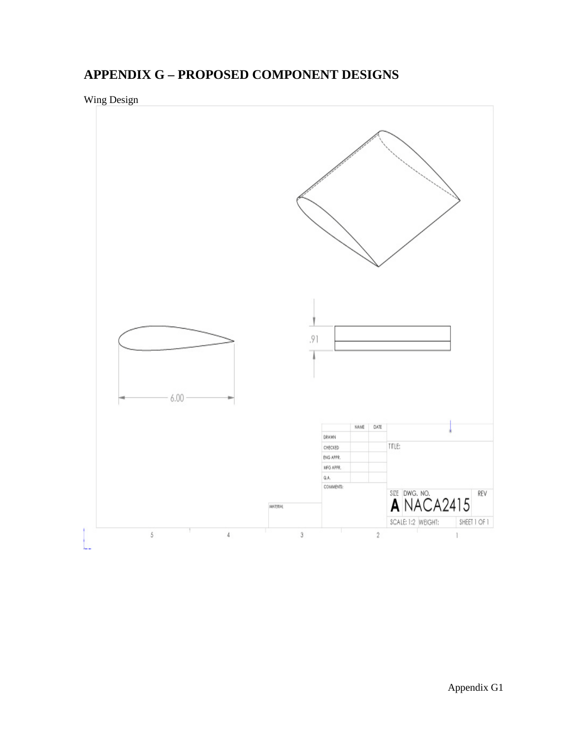# APPENDIX G – PROPOSED COMPONENT DESIGNS

Wing Design

6.00

.91

| | NAME | DATE |
|---|---|---|
| DRAWN | | |
| CHECKED | | |
| ENG APPR. | | |
| MFG APPR. | | |
| Q.A. | | |
| COMMENTS: | | |

TITLE:

MATERIAL

SIZE A DWG. NO. NACA2415 REV

SCALE: 1:2 WEIGHT: SHEET 1 OF 1

5 4 3 2 1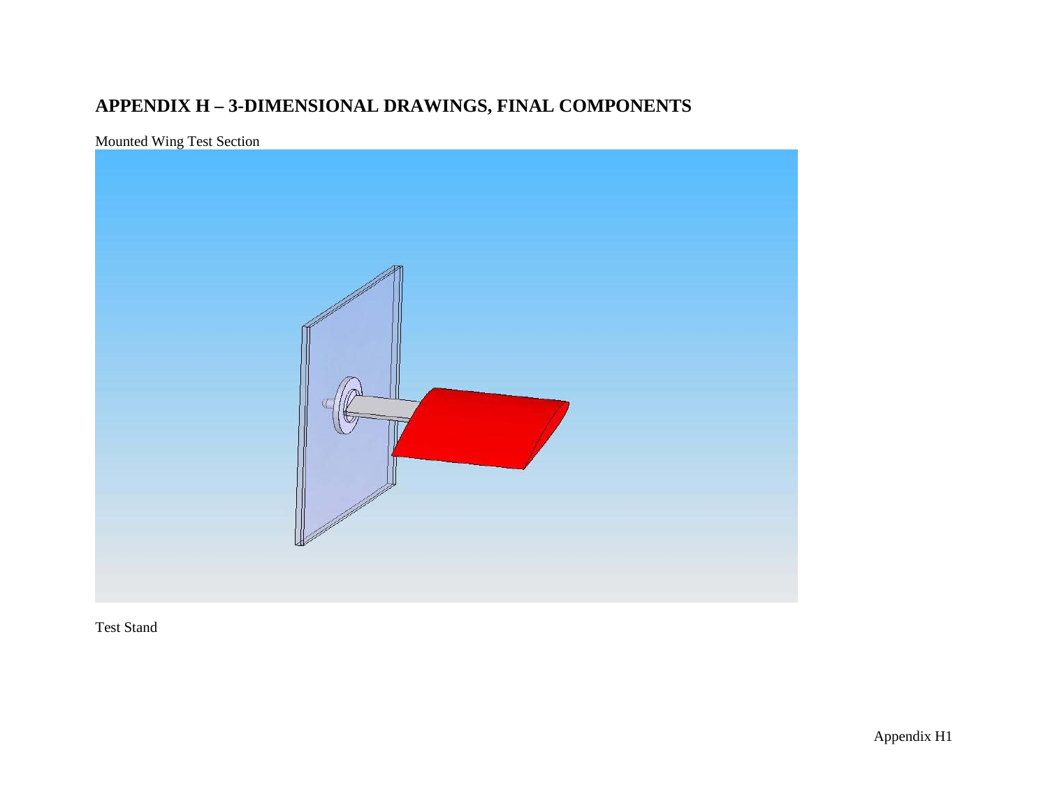# APPENDIX H – 3-DIMENSIONAL DRAWINGS, FINAL COMPONENTS

Mounted Wing Test Section

Test Stand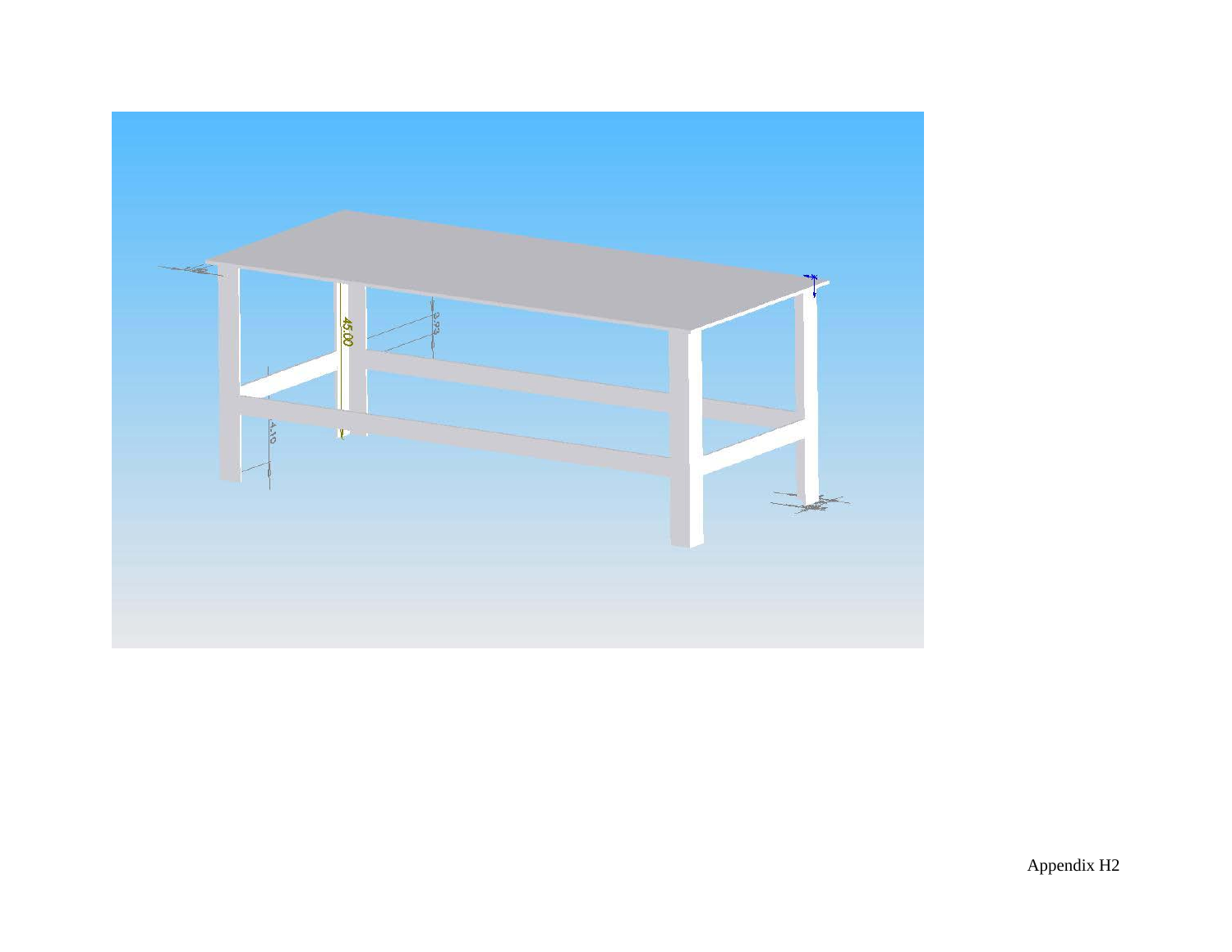Appendix H2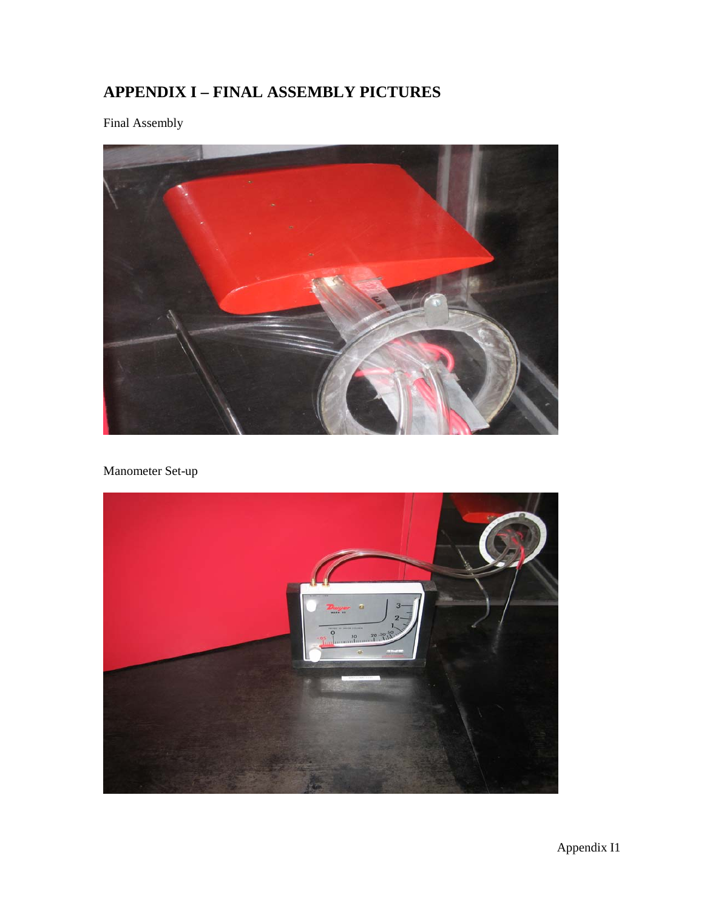# APPENDIX I – FINAL ASSEMBLY PICTURES

Final Assembly

Manometer Set-up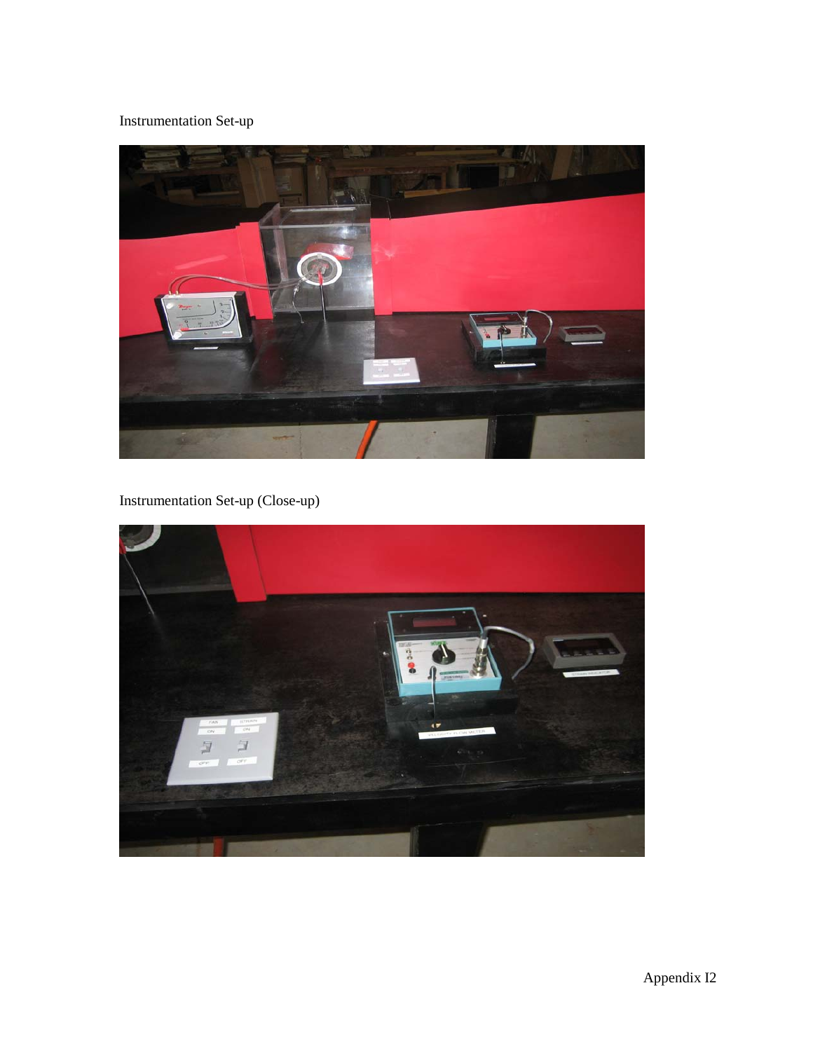Instrumentation Set-up

Instrumentation Set-up (Close-up)